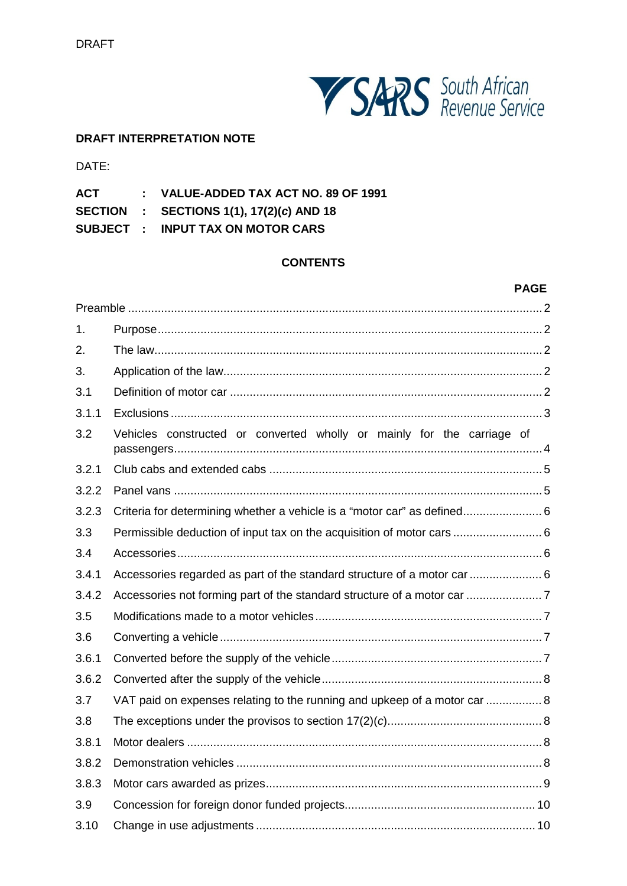DRAFT

**DRAFT INTERPRETATION NOTE**

DATE:

**ACT : VALUE-ADDED TAX ACT NO. 89 OF 1991**
**SECTION : SECTIONS 1(1), 17(2)(*c*) AND 18**
**SUBJECT : INPUT TAX ON MOTOR CARS**

**CONTENTS**

| | | **PAGE** |
|---|---|---|
| Preamble | | 2 |
| 1. | Purpose | 2 |
| 2. | The law | 2 |
| 3. | Application of the law | 2 |
| 3.1 | Definition of motor car | 2 |
| 3.1.1 | Exclusions | 3 |
| 3.2 | Vehicles constructed or converted wholly or mainly for the carriage of passengers | 4 |
| 3.2.1 | Club cabs and extended cabs | 5 |
| 3.2.2 | Panel vans | 5 |
| 3.2.3 | Criteria for determining whether a vehicle is a "motor car" as defined | 6 |
| 3.3 | Permissible deduction of input tax on the acquisition of motor cars | 6 |
| 3.4 | Accessories | 6 |
| 3.4.1 | Accessories regarded as part of the standard structure of a motor car | 6 |
| 3.4.2 | Accessories not forming part of the standard structure of a motor car | 7 |
| 3.5 | Modifications made to a motor vehicles | 7 |
| 3.6 | Converting a vehicle | 7 |
| 3.6.1 | Converted before the supply of the vehicle | 7 |
| 3.6.2 | Converted after the supply of the vehicle | 8 |
| 3.7 | VAT paid on expenses relating to the running and upkeep of a motor car | 8 |
| 3.8 | The exceptions under the provisos to section 17(2)(*c*) | 8 |
| 3.8.1 | Motor dealers | 8 |
| 3.8.2 | Demonstration vehicles | 8 |
| 3.8.3 | Motor cars awarded as prizes | 9 |
| 3.9 | Concession for foreign donor funded projects | 10 |
| 3.10 | Change in use adjustments | 10 |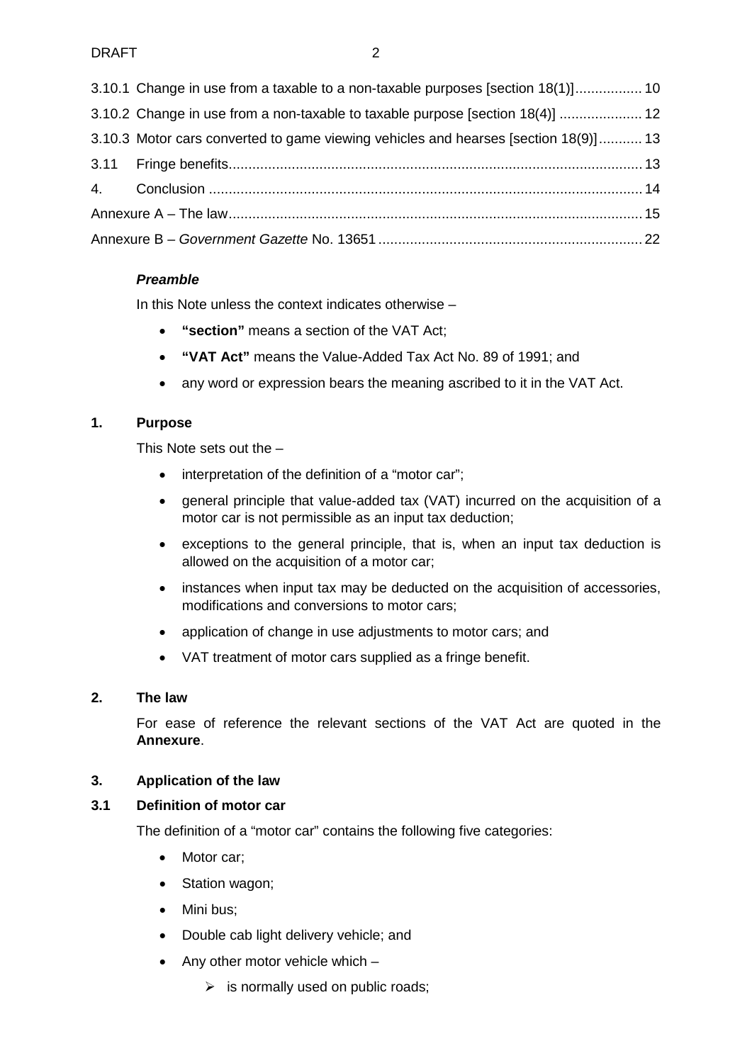| | | |
|---|---|---|
| 3.10.1 | Change in use from a taxable to a non-taxable purposes [section 18(1)] | 10 |
| 3.10.2 | Change in use from a non-taxable to taxable purpose [section 18(4)] | 12 |
| 3.10.3 | Motor cars converted to game viewing vehicles and hearses [section 18(9)] | 13 |
| 3.11 | Fringe benefits | 13 |
| 4. | Conclusion | 14 |
| Annexure A – The law | | 15 |
| Annexure B – *Government Gazette* No. 13651 | | 22 |

***Preamble***

In this Note unless the context indicates otherwise –

- **"section"** means a section of the VAT Act;
- **"VAT Act"** means the Value-Added Tax Act No. 89 of 1991; and
- any word or expression bears the meaning ascribed to it in the VAT Act.

## 1. Purpose

This Note sets out the –

- interpretation of the definition of a "motor car";
- general principle that value-added tax (VAT) incurred on the acquisition of a motor car is not permissible as an input tax deduction;
- exceptions to the general principle, that is, when an input tax deduction is allowed on the acquisition of a motor car;
- instances when input tax may be deducted on the acquisition of accessories, modifications and conversions to motor cars;
- application of change in use adjustments to motor cars; and
- VAT treatment of motor cars supplied as a fringe benefit.

## 2. The law

For ease of reference the relevant sections of the VAT Act are quoted in the **Annexure**.

## 3. Application of the law

### 3.1 Definition of motor car

The definition of a "motor car" contains the following five categories:

- Motor car;
- Station wagon;
- Mini bus;
- Double cab light delivery vehicle; and
- Any other motor vehicle which –
  - is normally used on public roads;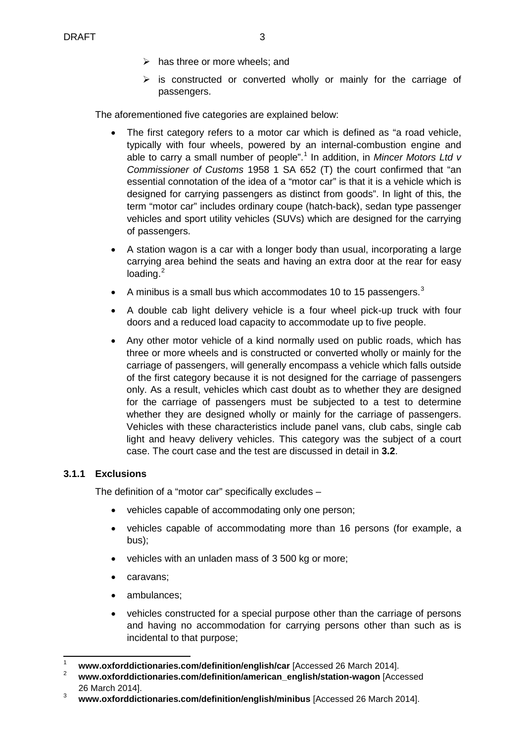- has three or more wheels; and
- is constructed or converted wholly or mainly for the carriage of passengers.

The aforementioned five categories are explained below:

- The first category refers to a motor car which is defined as "a road vehicle, typically with four wheels, powered by an internal-combustion engine and able to carry a small number of people".[1] In addition, in *Mincer Motors Ltd v Commissioner of Customs* 1958 1 SA 652 (T) the court confirmed that "an essential connotation of the idea of a "motor car" is that it is a vehicle which is designed for carrying passengers as distinct from goods". In light of this, the term "motor car" includes ordinary coupe (hatch-back), sedan type passenger vehicles and sport utility vehicles (SUVs) which are designed for the carrying of passengers.
- A station wagon is a car with a longer body than usual, incorporating a large carrying area behind the seats and having an extra door at the rear for easy loading.[2]
- A minibus is a small bus which accommodates 10 to 15 passengers.[3]
- A double cab light delivery vehicle is a four wheel pick-up truck with four doors and a reduced load capacity to accommodate up to five people.
- Any other motor vehicle of a kind normally used on public roads, which has three or more wheels and is constructed or converted wholly or mainly for the carriage of passengers, will generally encompass a vehicle which falls outside of the first category because it is not designed for the carriage of passengers only. As a result, vehicles which cast doubt as to whether they are designed for the carriage of passengers must be subjected to a test to determine whether they are designed wholly or mainly for the carriage of passengers. Vehicles with these characteristics include panel vans, club cabs, single cab light and heavy delivery vehicles. This category was the subject of a court case. The court case and the test are discussed in detail in **3.2**.

### 3.1.1 Exclusions

The definition of a "motor car" specifically excludes –

- vehicles capable of accommodating only one person;
- vehicles capable of accommodating more than 16 persons (for example, a bus);
- vehicles with an unladen mass of 3 500 kg or more;
- caravans;
- ambulances;
- vehicles constructed for a special purpose other than the carriage of persons and having no accommodation for carrying persons other than such as is incidental to that purpose;

---

[1] **www.oxforddictionaries.com/definition/english/car** [Accessed 26 March 2014].

[2] **www.oxforddictionaries.com/definition/american_english/station-wagon** [Accessed 26 March 2014].

[3] **www.oxforddictionaries.com/definition/english/minibus** [Accessed 26 March 2014].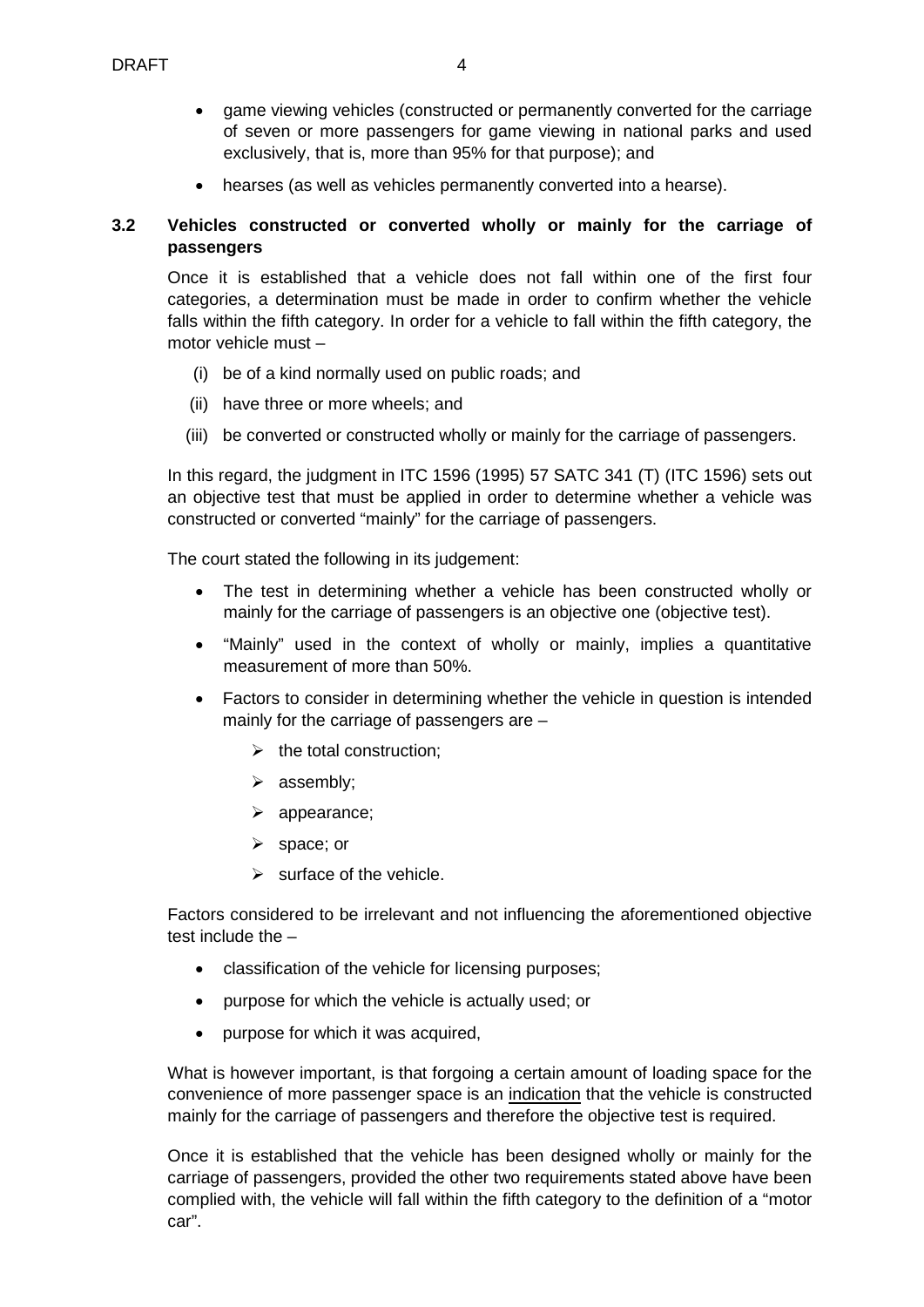- game viewing vehicles (constructed or permanently converted for the carriage of seven or more passengers for game viewing in national parks and used exclusively, that is, more than 95% for that purpose); and
- hearses (as well as vehicles permanently converted into a hearse).

### 3.2 Vehicles constructed or converted wholly or mainly for the carriage of passengers

Once it is established that a vehicle does not fall within one of the first four categories, a determination must be made in order to confirm whether the vehicle falls within the fifth category. In order for a vehicle to fall within the fifth category, the motor vehicle must –

(i) be of a kind normally used on public roads; and

(ii) have three or more wheels; and

(iii) be converted or constructed wholly or mainly for the carriage of passengers.

In this regard, the judgment in ITC 1596 (1995) 57 SATC 341 (T) (ITC 1596) sets out an objective test that must be applied in order to determine whether a vehicle was constructed or converted "mainly" for the carriage of passengers.

The court stated the following in its judgement:

- The test in determining whether a vehicle has been constructed wholly or mainly for the carriage of passengers is an objective one (objective test).
- "Mainly" used in the context of wholly or mainly, implies a quantitative measurement of more than 50%.
- Factors to consider in determining whether the vehicle in question is intended mainly for the carriage of passengers are –
  - the total construction;
  - assembly;
  - appearance;
  - space; or
  - surface of the vehicle.

Factors considered to be irrelevant and not influencing the aforementioned objective test include the –

- classification of the vehicle for licensing purposes;
- purpose for which the vehicle is actually used; or
- purpose for which it was acquired,

What is however important, is that forgoing a certain amount of loading space for the convenience of more passenger space is an <u>indication</u> that the vehicle is constructed mainly for the carriage of passengers and therefore the objective test is required.

Once it is established that the vehicle has been designed wholly or mainly for the carriage of passengers, provided the other two requirements stated above have been complied with, the vehicle will fall within the fifth category to the definition of a "motor car".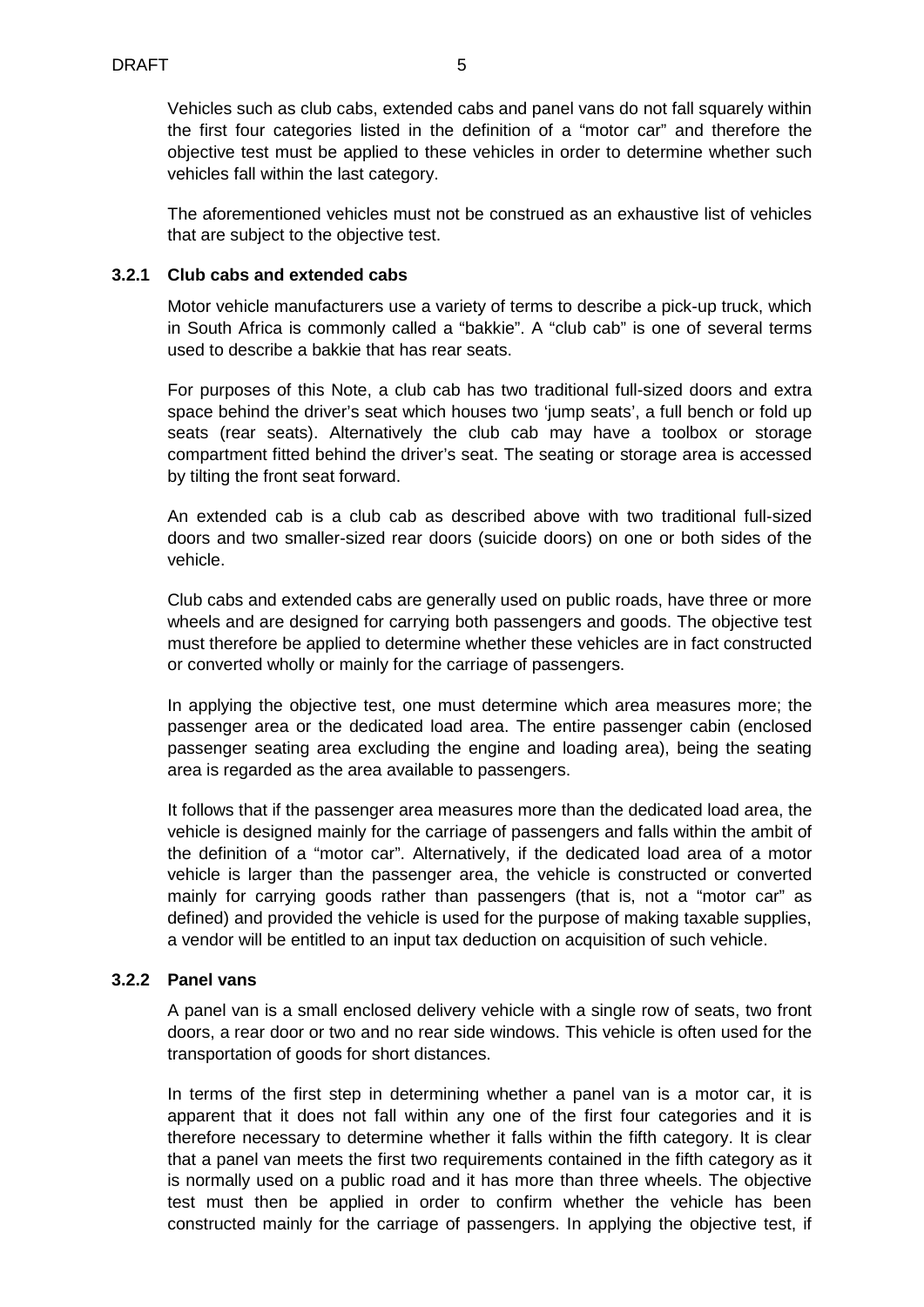Vehicles such as club cabs, extended cabs and panel vans do not fall squarely within the first four categories listed in the definition of a "motor car" and therefore the objective test must be applied to these vehicles in order to determine whether such vehicles fall within the last category.

The aforementioned vehicles must not be construed as an exhaustive list of vehicles that are subject to the objective test.

### 3.2.1 Club cabs and extended cabs

Motor vehicle manufacturers use a variety of terms to describe a pick-up truck, which in South Africa is commonly called a "bakkie". A "club cab" is one of several terms used to describe a bakkie that has rear seats.

For purposes of this Note, a club cab has two traditional full-sized doors and extra space behind the driver's seat which houses two 'jump seats', a full bench or fold up seats (rear seats). Alternatively the club cab may have a toolbox or storage compartment fitted behind the driver's seat. The seating or storage area is accessed by tilting the front seat forward.

An extended cab is a club cab as described above with two traditional full-sized doors and two smaller-sized rear doors (suicide doors) on one or both sides of the vehicle.

Club cabs and extended cabs are generally used on public roads, have three or more wheels and are designed for carrying both passengers and goods. The objective test must therefore be applied to determine whether these vehicles are in fact constructed or converted wholly or mainly for the carriage of passengers.

In applying the objective test, one must determine which area measures more; the passenger area or the dedicated load area. The entire passenger cabin (enclosed passenger seating area excluding the engine and loading area), being the seating area is regarded as the area available to passengers.

It follows that if the passenger area measures more than the dedicated load area, the vehicle is designed mainly for the carriage of passengers and falls within the ambit of the definition of a "motor car". Alternatively, if the dedicated load area of a motor vehicle is larger than the passenger area, the vehicle is constructed or converted mainly for carrying goods rather than passengers (that is, not a "motor car" as defined) and provided the vehicle is used for the purpose of making taxable supplies, a vendor will be entitled to an input tax deduction on acquisition of such vehicle.

### 3.2.2 Panel vans

A panel van is a small enclosed delivery vehicle with a single row of seats, two front doors, a rear door or two and no rear side windows. This vehicle is often used for the transportation of goods for short distances.

In terms of the first step in determining whether a panel van is a motor car, it is apparent that it does not fall within any one of the first four categories and it is therefore necessary to determine whether it falls within the fifth category. It is clear that a panel van meets the first two requirements contained in the fifth category as it is normally used on a public road and it has more than three wheels. The objective test must then be applied in order to confirm whether the vehicle has been constructed mainly for the carriage of passengers. In applying the objective test, if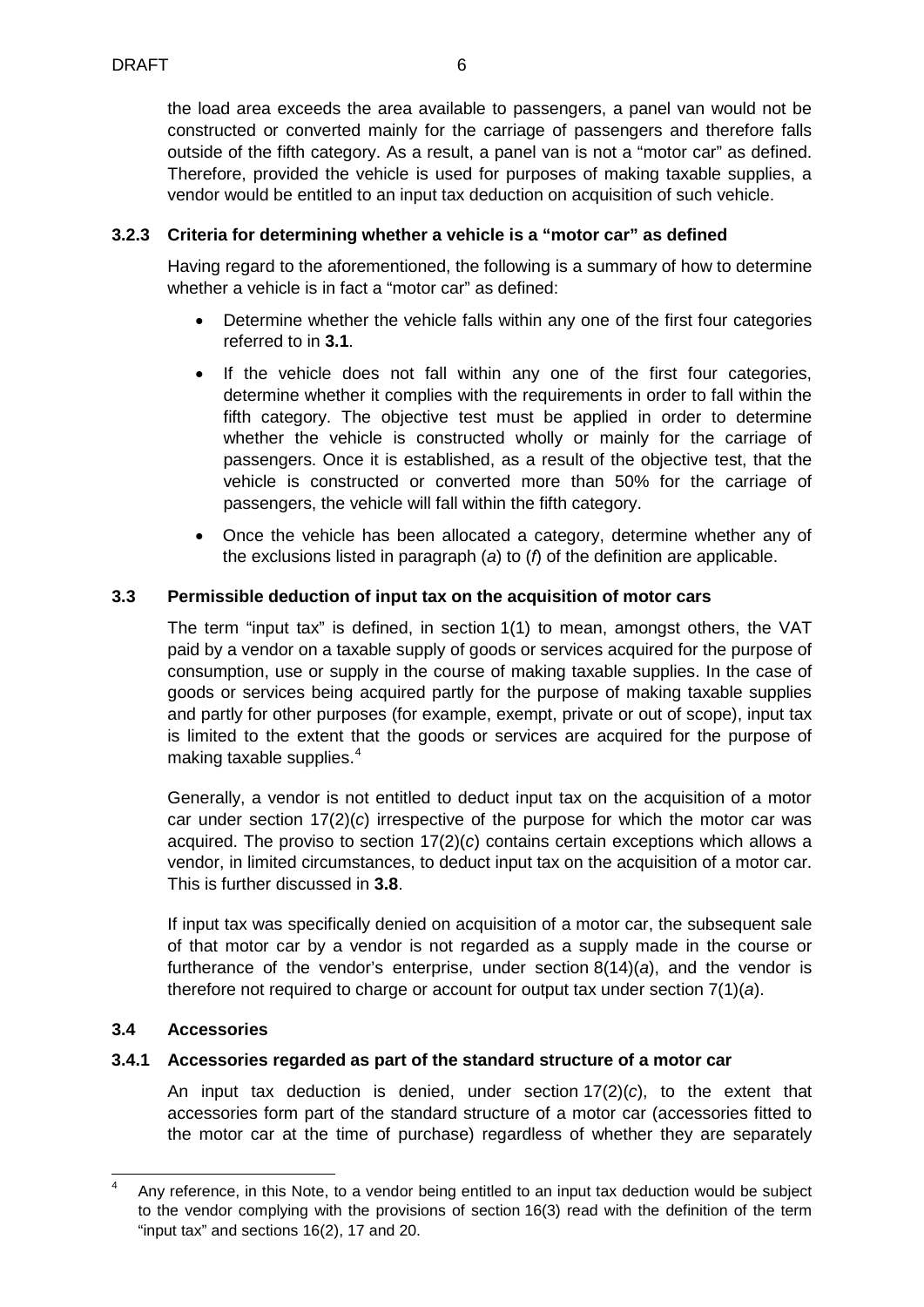the load area exceeds the area available to passengers, a panel van would not be constructed or converted mainly for the carriage of passengers and therefore falls outside of the fifth category. As a result, a panel van is not a "motor car" as defined. Therefore, provided the vehicle is used for purposes of making taxable supplies, a vendor would be entitled to an input tax deduction on acquisition of such vehicle.

### 3.2.3 Criteria for determining whether a vehicle is a "motor car" as defined

Having regard to the aforementioned, the following is a summary of how to determine whether a vehicle is in fact a "motor car" as defined:

- Determine whether the vehicle falls within any one of the first four categories referred to in **3.1**.
- If the vehicle does not fall within any one of the first four categories, determine whether it complies with the requirements in order to fall within the fifth category. The objective test must be applied in order to determine whether the vehicle is constructed wholly or mainly for the carriage of passengers. Once it is established, as a result of the objective test, that the vehicle is constructed or converted more than 50% for the carriage of passengers, the vehicle will fall within the fifth category.
- Once the vehicle has been allocated a category, determine whether any of the exclusions listed in paragraph (*a*) to (*f*) of the definition are applicable.

## 3.3 Permissible deduction of input tax on the acquisition of motor cars

The term "input tax" is defined, in section 1(1) to mean, amongst others, the VAT paid by a vendor on a taxable supply of goods or services acquired for the purpose of consumption, use or supply in the course of making taxable supplies. In the case of goods or services being acquired partly for the purpose of making taxable supplies and partly for other purposes (for example, exempt, private or out of scope), input tax is limited to the extent that the goods or services are acquired for the purpose of making taxable supplies.[4]

Generally, a vendor is not entitled to deduct input tax on the acquisition of a motor car under section 17(2)(*c*) irrespective of the purpose for which the motor car was acquired. The proviso to section 17(2)(*c*) contains certain exceptions which allows a vendor, in limited circumstances, to deduct input tax on the acquisition of a motor car. This is further discussed in **3.8**.

If input tax was specifically denied on acquisition of a motor car, the subsequent sale of that motor car by a vendor is not regarded as a supply made in the course or furtherance of the vendor's enterprise, under section 8(14)(*a*), and the vendor is therefore not required to charge or account for output tax under section 7(1)(*a*).

## 3.4 Accessories

### 3.4.1 Accessories regarded as part of the standard structure of a motor car

An input tax deduction is denied, under section 17(2)(*c*), to the extent that accessories form part of the standard structure of a motor car (accessories fitted to the motor car at the time of purchase) regardless of whether they are separately

---

[4] Any reference, in this Note, to a vendor being entitled to an input tax deduction would be subject to the vendor complying with the provisions of section 16(3) read with the definition of the term "input tax" and sections 16(2), 17 and 20.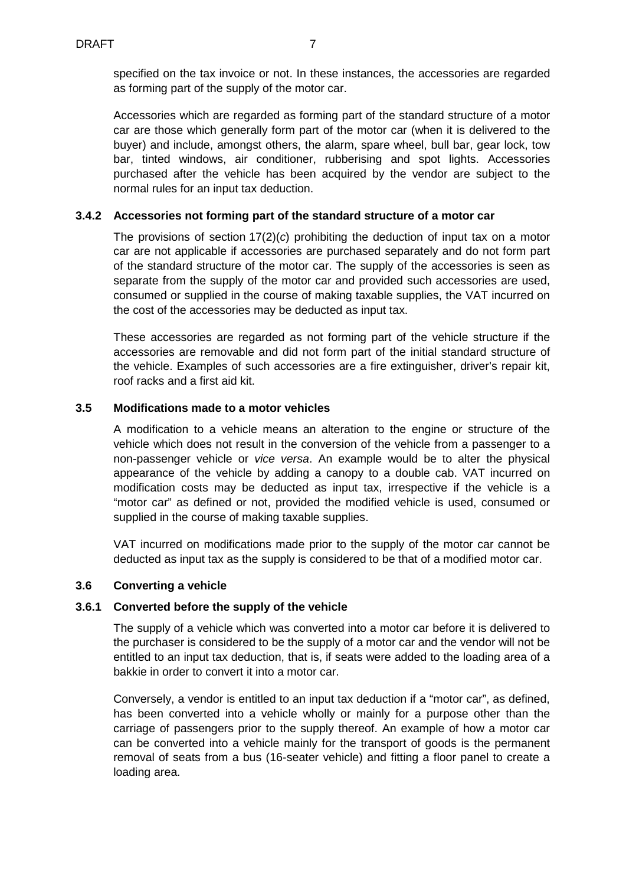specified on the tax invoice or not. In these instances, the accessories are regarded as forming part of the supply of the motor car.

Accessories which are regarded as forming part of the standard structure of a motor car are those which generally form part of the motor car (when it is delivered to the buyer) and include, amongst others, the alarm, spare wheel, bull bar, gear lock, tow bar, tinted windows, air conditioner, rubberising and spot lights. Accessories purchased after the vehicle has been acquired by the vendor are subject to the normal rules for an input tax deduction.

### 3.4.2 Accessories not forming part of the standard structure of a motor car

The provisions of section 17(2)(*c*) prohibiting the deduction of input tax on a motor car are not applicable if accessories are purchased separately and do not form part of the standard structure of the motor car. The supply of the accessories is seen as separate from the supply of the motor car and provided such accessories are used, consumed or supplied in the course of making taxable supplies, the VAT incurred on the cost of the accessories may be deducted as input tax.

These accessories are regarded as not forming part of the vehicle structure if the accessories are removable and did not form part of the initial standard structure of the vehicle. Examples of such accessories are a fire extinguisher, driver's repair kit, roof racks and a first aid kit.

## 3.5 Modifications made to a motor vehicles

A modification to a vehicle means an alteration to the engine or structure of the vehicle which does not result in the conversion of the vehicle from a passenger to a non-passenger vehicle or *vice versa*. An example would be to alter the physical appearance of the vehicle by adding a canopy to a double cab. VAT incurred on modification costs may be deducted as input tax, irrespective if the vehicle is a "motor car" as defined or not, provided the modified vehicle is used, consumed or supplied in the course of making taxable supplies.

VAT incurred on modifications made prior to the supply of the motor car cannot be deducted as input tax as the supply is considered to be that of a modified motor car.

## 3.6 Converting a vehicle

### 3.6.1 Converted before the supply of the vehicle

The supply of a vehicle which was converted into a motor car before it is delivered to the purchaser is considered to be the supply of a motor car and the vendor will not be entitled to an input tax deduction, that is, if seats were added to the loading area of a bakkie in order to convert it into a motor car.

Conversely, a vendor is entitled to an input tax deduction if a "motor car", as defined, has been converted into a vehicle wholly or mainly for a purpose other than the carriage of passengers prior to the supply thereof. An example of how a motor car can be converted into a vehicle mainly for the transport of goods is the permanent removal of seats from a bus (16-seater vehicle) and fitting a floor panel to create a loading area.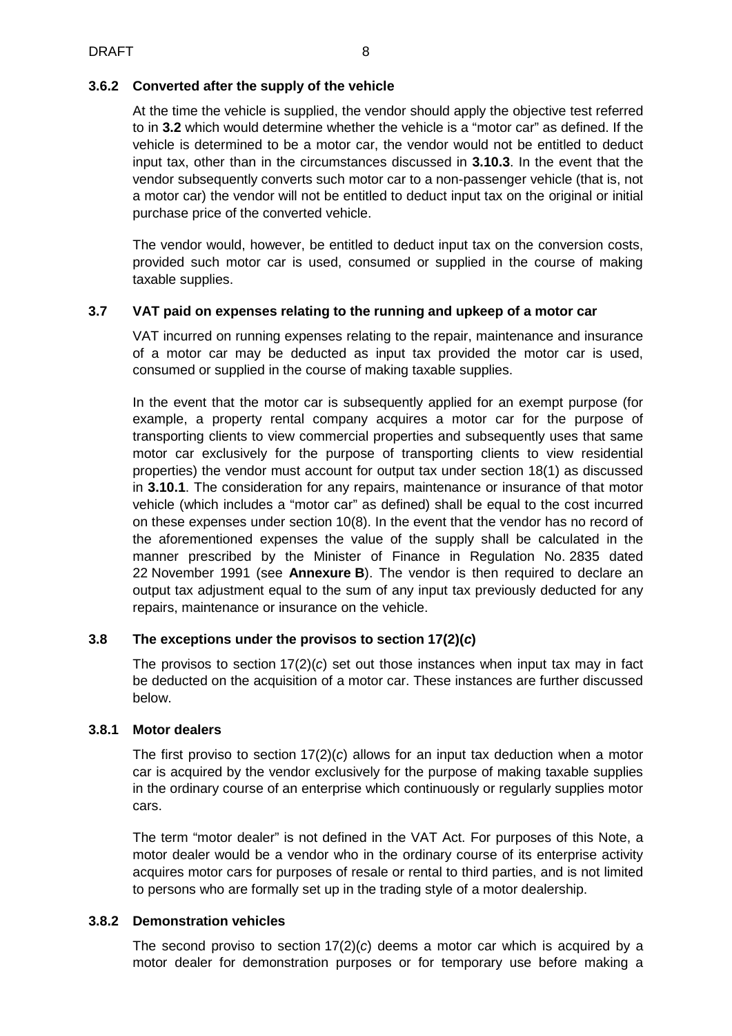### 3.6.2 Converted after the supply of the vehicle

At the time the vehicle is supplied, the vendor should apply the objective test referred to in **3.2** which would determine whether the vehicle is a "motor car" as defined. If the vehicle is determined to be a motor car, the vendor would not be entitled to deduct input tax, other than in the circumstances discussed in **3.10.3**. In the event that the vendor subsequently converts such motor car to a non-passenger vehicle (that is, not a motor car) the vendor will not be entitled to deduct input tax on the original or initial purchase price of the converted vehicle.

The vendor would, however, be entitled to deduct input tax on the conversion costs, provided such motor car is used, consumed or supplied in the course of making taxable supplies.

## 3.7 VAT paid on expenses relating to the running and upkeep of a motor car

VAT incurred on running expenses relating to the repair, maintenance and insurance of a motor car may be deducted as input tax provided the motor car is used, consumed or supplied in the course of making taxable supplies.

In the event that the motor car is subsequently applied for an exempt purpose (for example, a property rental company acquires a motor car for the purpose of transporting clients to view commercial properties and subsequently uses that same motor car exclusively for the purpose of transporting clients to view residential properties) the vendor must account for output tax under section 18(1) as discussed in **3.10.1**. The consideration for any repairs, maintenance or insurance of that motor vehicle (which includes a "motor car" as defined) shall be equal to the cost incurred on these expenses under section 10(8). In the event that the vendor has no record of the aforementioned expenses the value of the supply shall be calculated in the manner prescribed by the Minister of Finance in Regulation No. 2835 dated 22 November 1991 (see **Annexure B**). The vendor is then required to declare an output tax adjustment equal to the sum of any input tax previously deducted for any repairs, maintenance or insurance on the vehicle.

## 3.8 The exceptions under the provisos to section 17(2)(*c*)

The provisos to section 17(2)(*c*) set out those instances when input tax may in fact be deducted on the acquisition of a motor car. These instances are further discussed below.

### 3.8.1 Motor dealers

The first proviso to section 17(2)(*c*) allows for an input tax deduction when a motor car is acquired by the vendor exclusively for the purpose of making taxable supplies in the ordinary course of an enterprise which continuously or regularly supplies motor cars.

The term "motor dealer" is not defined in the VAT Act. For purposes of this Note, a motor dealer would be a vendor who in the ordinary course of its enterprise activity acquires motor cars for purposes of resale or rental to third parties, and is not limited to persons who are formally set up in the trading style of a motor dealership.

### 3.8.2 Demonstration vehicles

The second proviso to section 17(2)(*c*) deems a motor car which is acquired by a motor dealer for demonstration purposes or for temporary use before making a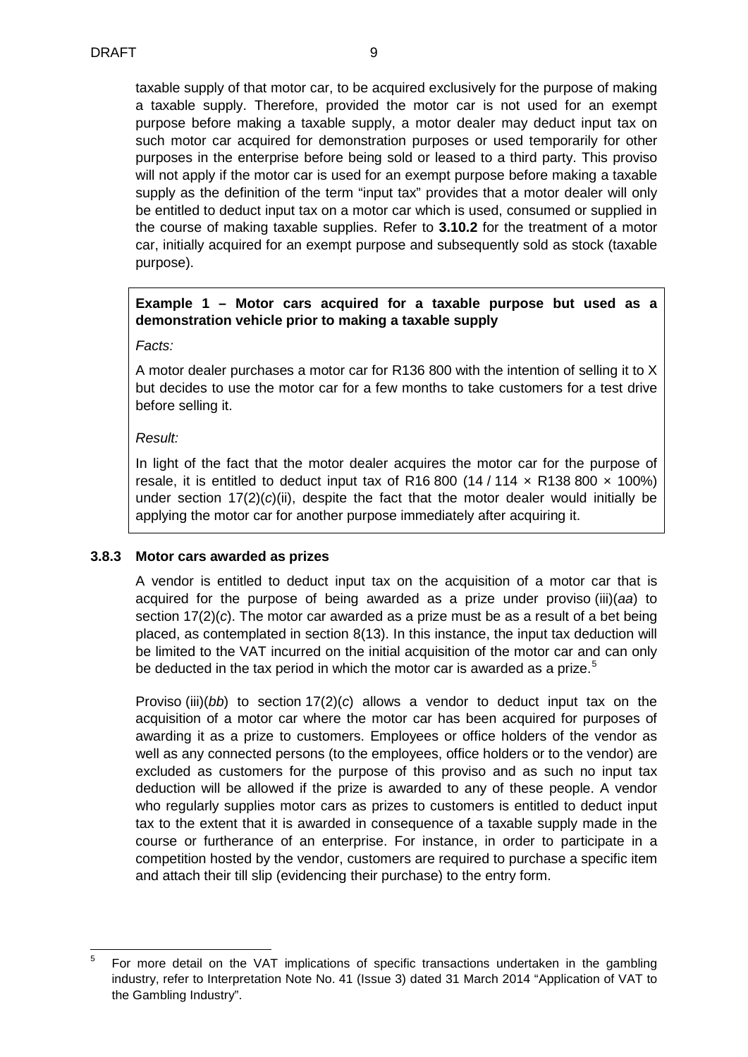taxable supply of that motor car, to be acquired exclusively for the purpose of making a taxable supply. Therefore, provided the motor car is not used for an exempt purpose before making a taxable supply, a motor dealer may deduct input tax on such motor car acquired for demonstration purposes or used temporarily for other purposes in the enterprise before being sold or leased to a third party. This proviso will not apply if the motor car is used for an exempt purpose before making a taxable supply as the definition of the term "input tax" provides that a motor dealer will only be entitled to deduct input tax on a motor car which is used, consumed or supplied in the course of making taxable supplies. Refer to **3.10.2** for the treatment of a motor car, initially acquired for an exempt purpose and subsequently sold as stock (taxable purpose).

> **Example 1 – Motor cars acquired for a taxable purpose but used as a demonstration vehicle prior to making a taxable supply**
>
> *Facts:*
>
> A motor dealer purchases a motor car for R136 800 with the intention of selling it to X but decides to use the motor car for a few months to take customers for a test drive before selling it.
>
> *Result:*
>
> In light of the fact that the motor dealer acquires the motor car for the purpose of resale, it is entitled to deduct input tax of R16 800 (14 / 114 × R138 800 × 100%) under section 17(2)(*c*)(ii), despite the fact that the motor dealer would initially be applying the motor car for another purpose immediately after acquiring it.

### 3.8.3 Motor cars awarded as prizes

A vendor is entitled to deduct input tax on the acquisition of a motor car that is acquired for the purpose of being awarded as a prize under proviso (iii)(*aa*) to section 17(2)(*c*). The motor car awarded as a prize must be as a result of a bet being placed, as contemplated in section 8(13). In this instance, the input tax deduction will be limited to the VAT incurred on the initial acquisition of the motor car and can only be deducted in the tax period in which the motor car is awarded as a prize.[5]

Proviso (iii)(*bb*) to section 17(2)(*c*) allows a vendor to deduct input tax on the acquisition of a motor car where the motor car has been acquired for purposes of awarding it as a prize to customers. Employees or office holders of the vendor as well as any connected persons (to the employees, office holders or to the vendor) are excluded as customers for the purpose of this proviso and as such no input tax deduction will be allowed if the prize is awarded to any of these people. A vendor who regularly supplies motor cars as prizes to customers is entitled to deduct input tax to the extent that it is awarded in consequence of a taxable supply made in the course or furtherance of an enterprise. For instance, in order to participate in a competition hosted by the vendor, customers are required to purchase a specific item and attach their till slip (evidencing their purchase) to the entry form.

---

[5] For more detail on the VAT implications of specific transactions undertaken in the gambling industry, refer to Interpretation Note No. 41 (Issue 3) dated 31 March 2014 "Application of VAT to the Gambling Industry".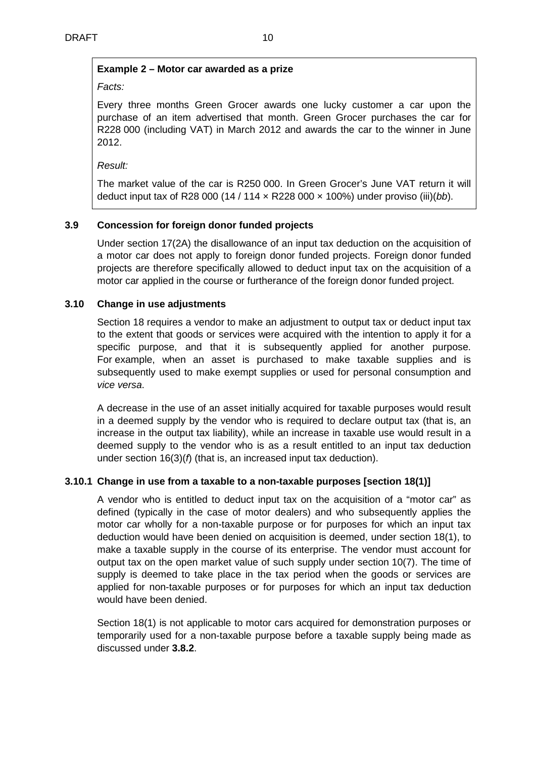**Example 2 – Motor car awarded as a prize**

*Facts:*

Every three months Green Grocer awards one lucky customer a car upon the purchase of an item advertised that month. Green Grocer purchases the car for R228 000 (including VAT) in March 2012 and awards the car to the winner in June 2012.

*Result:*

The market value of the car is R250 000. In Green Grocer's June VAT return it will deduct input tax of R28 000 (14 / 114 × R228 000 × 100%) under proviso (iii)(*bb*).

### 3.9 Concession for foreign donor funded projects

Under section 17(2A) the disallowance of an input tax deduction on the acquisition of a motor car does not apply to foreign donor funded projects. Foreign donor funded projects are therefore specifically allowed to deduct input tax on the acquisition of a motor car applied in the course or furtherance of the foreign donor funded project.

### 3.10 Change in use adjustments

Section 18 requires a vendor to make an adjustment to output tax or deduct input tax to the extent that goods or services were acquired with the intention to apply it for a specific purpose, and that it is subsequently applied for another purpose. For example, when an asset is purchased to make taxable supplies and is subsequently used to make exempt supplies or used for personal consumption and *vice versa*.

A decrease in the use of an asset initially acquired for taxable purposes would result in a deemed supply by the vendor who is required to declare output tax (that is, an increase in the output tax liability), while an increase in taxable use would result in a deemed supply to the vendor who is as a result entitled to an input tax deduction under section 16(3)(*f*) (that is, an increased input tax deduction).

#### 3.10.1 Change in use from a taxable to a non-taxable purposes [section 18(1)]

A vendor who is entitled to deduct input tax on the acquisition of a "motor car" as defined (typically in the case of motor dealers) and who subsequently applies the motor car wholly for a non-taxable purpose or for purposes for which an input tax deduction would have been denied on acquisition is deemed, under section 18(1), to make a taxable supply in the course of its enterprise. The vendor must account for output tax on the open market value of such supply under section 10(7). The time of supply is deemed to take place in the tax period when the goods or services are applied for non-taxable purposes or for purposes for which an input tax deduction would have been denied.

Section 18(1) is not applicable to motor cars acquired for demonstration purposes or temporarily used for a non-taxable purpose before a taxable supply being made as discussed under **3.8.2**.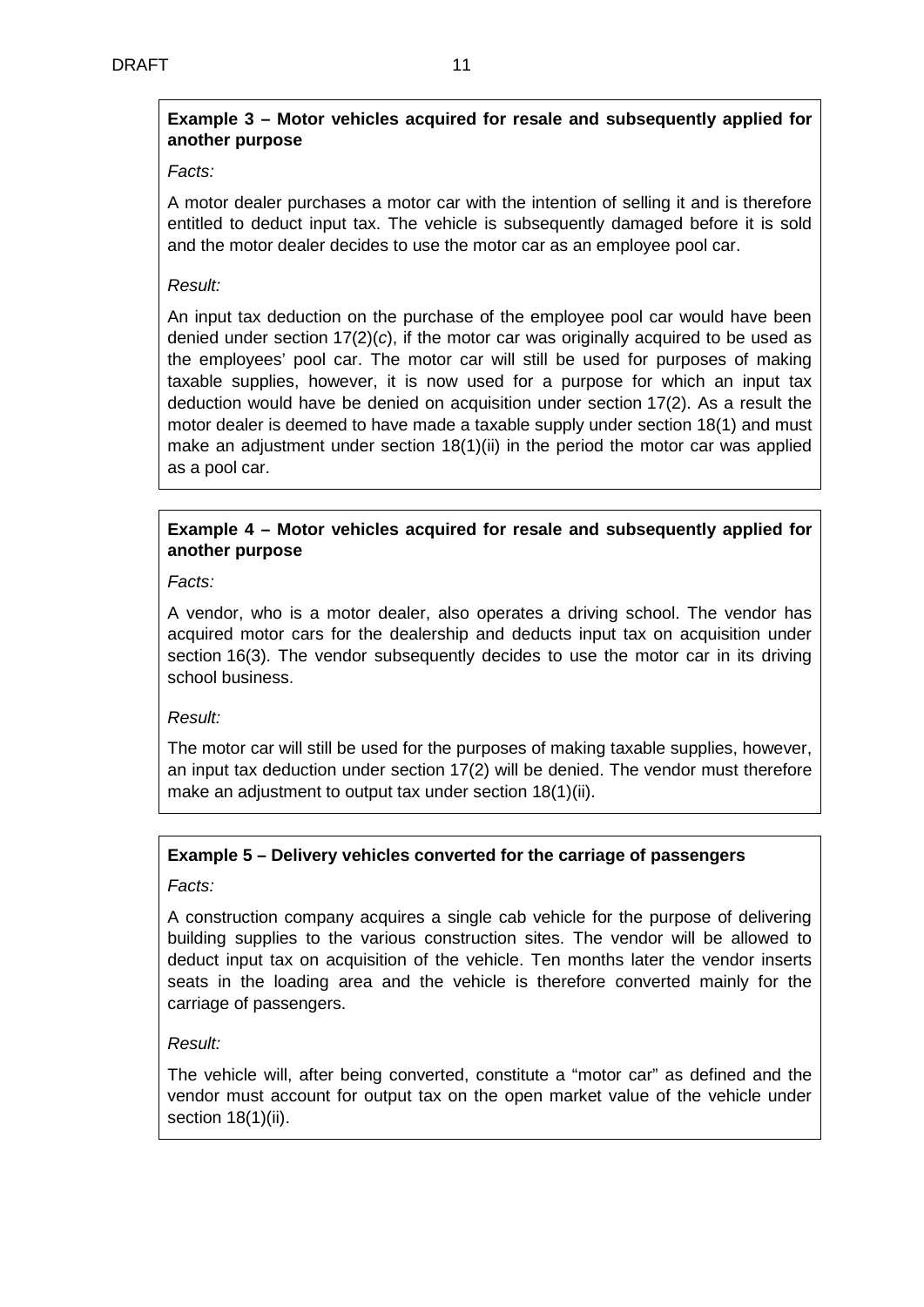**Example 3 – Motor vehicles acquired for resale and subsequently applied for another purpose**

*Facts:*

A motor dealer purchases a motor car with the intention of selling it and is therefore entitled to deduct input tax. The vehicle is subsequently damaged before it is sold and the motor dealer decides to use the motor car as an employee pool car.

*Result:*

An input tax deduction on the purchase of the employee pool car would have been denied under section 17(2)(*c*), if the motor car was originally acquired to be used as the employees' pool car. The motor car will still be used for purposes of making taxable supplies, however, it is now used for a purpose for which an input tax deduction would have be denied on acquisition under section 17(2). As a result the motor dealer is deemed to have made a taxable supply under section 18(1) and must make an adjustment under section 18(1)(ii) in the period the motor car was applied as a pool car.

**Example 4 – Motor vehicles acquired for resale and subsequently applied for another purpose**

*Facts:*

A vendor, who is a motor dealer, also operates a driving school. The vendor has acquired motor cars for the dealership and deducts input tax on acquisition under section 16(3). The vendor subsequently decides to use the motor car in its driving school business.

*Result:*

The motor car will still be used for the purposes of making taxable supplies, however, an input tax deduction under section 17(2) will be denied. The vendor must therefore make an adjustment to output tax under section 18(1)(ii).

**Example 5 – Delivery vehicles converted for the carriage of passengers**

*Facts:*

A construction company acquires a single cab vehicle for the purpose of delivering building supplies to the various construction sites. The vendor will be allowed to deduct input tax on acquisition of the vehicle. Ten months later the vendor inserts seats in the loading area and the vehicle is therefore converted mainly for the carriage of passengers.

*Result:*

The vehicle will, after being converted, constitute a "motor car" as defined and the vendor must account for output tax on the open market value of the vehicle under section 18(1)(ii).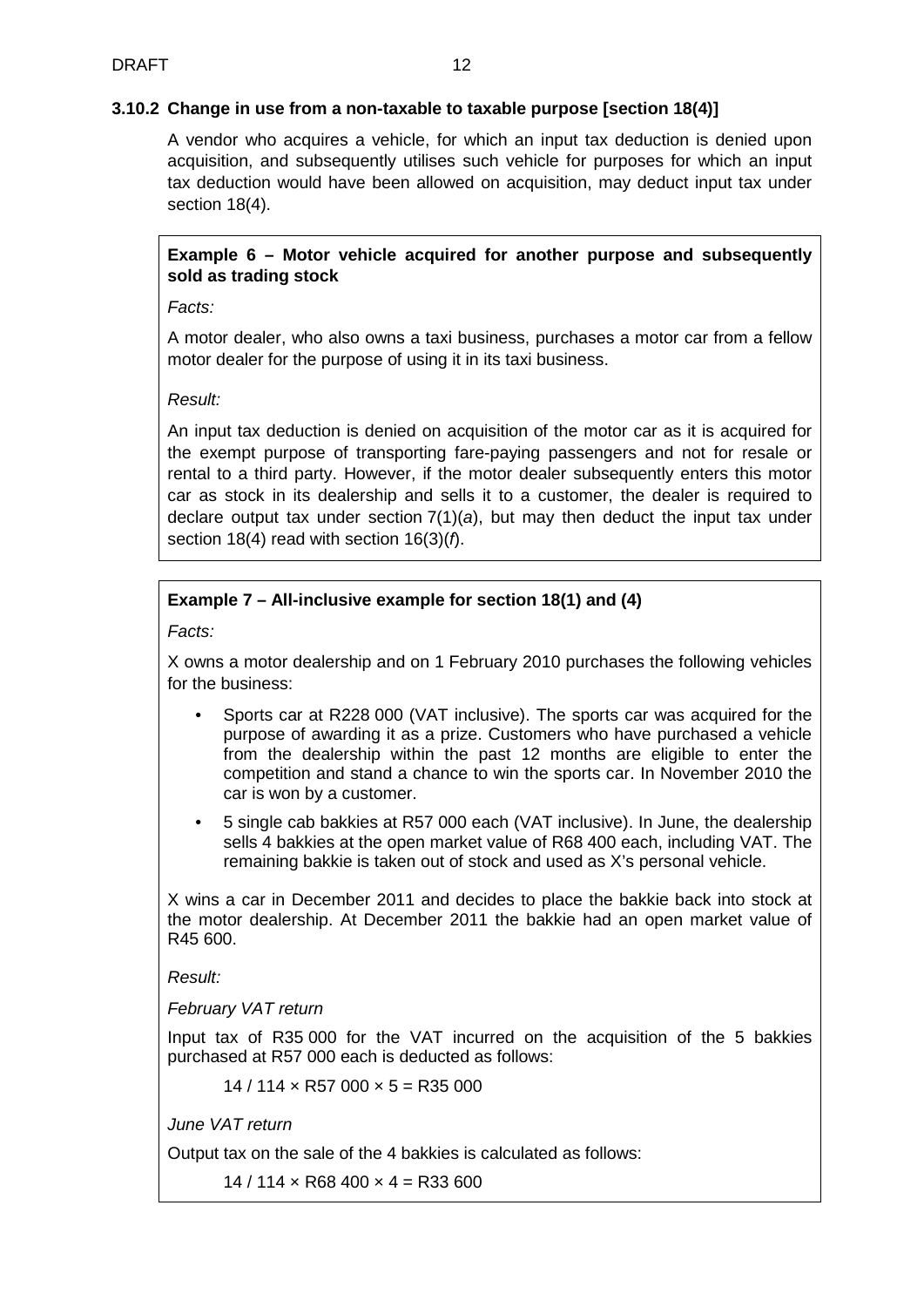### 3.10.2 Change in use from a non-taxable to taxable purpose [section 18(4)]

A vendor who acquires a vehicle, for which an input tax deduction is denied upon acquisition, and subsequently utilises such vehicle for purposes for which an input tax deduction would have been allowed on acquisition, may deduct input tax under section 18(4).

**Example 6 – Motor vehicle acquired for another purpose and subsequently sold as trading stock**

*Facts:*

A motor dealer, who also owns a taxi business, purchases a motor car from a fellow motor dealer for the purpose of using it in its taxi business.

*Result:*

An input tax deduction is denied on acquisition of the motor car as it is acquired for the exempt purpose of transporting fare-paying passengers and not for resale or rental to a third party. However, if the motor dealer subsequently enters this motor car as stock in its dealership and sells it to a customer, the dealer is required to declare output tax under section 7(1)(*a*), but may then deduct the input tax under section 18(4) read with section 16(3)(*f*).

**Example 7 – All-inclusive example for section 18(1) and (4)**

*Facts:*

X owns a motor dealership and on 1 February 2010 purchases the following vehicles for the business:

- Sports car at R228 000 (VAT inclusive). The sports car was acquired for the purpose of awarding it as a prize. Customers who have purchased a vehicle from the dealership within the past 12 months are eligible to enter the competition and stand a chance to win the sports car. In November 2010 the car is won by a customer.
- 5 single cab bakkies at R57 000 each (VAT inclusive). In June, the dealership sells 4 bakkies at the open market value of R68 400 each, including VAT. The remaining bakkie is taken out of stock and used as X's personal vehicle.

X wins a car in December 2011 and decides to place the bakkie back into stock at the motor dealership. At December 2011 the bakkie had an open market value of R45 600.

*Result:*

*February VAT return*

Input tax of R35 000 for the VAT incurred on the acquisition of the 5 bakkies purchased at R57 000 each is deducted as follows:

$14 / 114 \times \text{R}57\,000 \times 5 = \text{R}35\,000$

*June VAT return*

Output tax on the sale of the 4 bakkies is calculated as follows:

$14 / 114 \times \text{R}68\,400 \times 4 = \text{R}33\,600$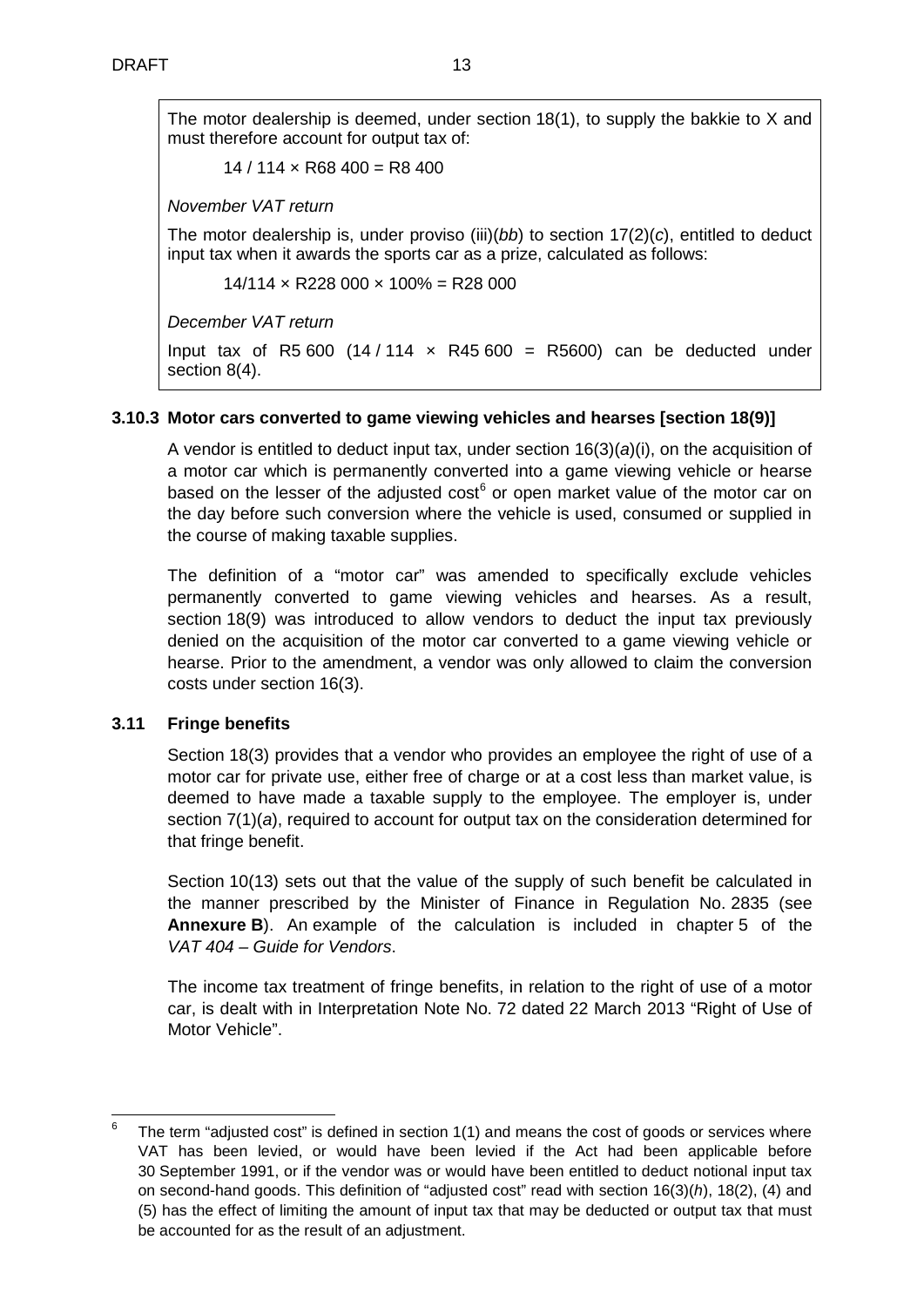The motor dealership is deemed, under section 18(1), to supply the bakkie to X and must therefore account for output tax of:

14 / 114 × R68 400 = R8 400

*November VAT return*

The motor dealership is, under proviso (iii)(*bb*) to section 17(2)(*c*), entitled to deduct input tax when it awards the sports car as a prize, calculated as follows:

14/114 × R228 000 × 100% = R28 000

*December VAT return*

Input tax of R5 600 (14 / 114 × R45 600 = R5600) can be deducted under section 8(4).

### 3.10.3 Motor cars converted to game viewing vehicles and hearses [section 18(9)]

A vendor is entitled to deduct input tax, under section 16(3)(*a*)(i), on the acquisition of a motor car which is permanently converted into a game viewing vehicle or hearse based on the lesser of the adjusted cost[6] or open market value of the motor car on the day before such conversion where the vehicle is used, consumed or supplied in the course of making taxable supplies.

The definition of a "motor car" was amended to specifically exclude vehicles permanently converted to game viewing vehicles and hearses. As a result, section 18(9) was introduced to allow vendors to deduct the input tax previously denied on the acquisition of the motor car converted to a game viewing vehicle or hearse. Prior to the amendment, a vendor was only allowed to claim the conversion costs under section 16(3).

### 3.11 Fringe benefits

Section 18(3) provides that a vendor who provides an employee the right of use of a motor car for private use, either free of charge or at a cost less than market value, is deemed to have made a taxable supply to the employee. The employer is, under section 7(1)(*a*), required to account for output tax on the consideration determined for that fringe benefit.

Section 10(13) sets out that the value of the supply of such benefit be calculated in the manner prescribed by the Minister of Finance in Regulation No. 2835 (see **Annexure B**). An example of the calculation is included in chapter 5 of the *VAT 404 – Guide for Vendors*.

The income tax treatment of fringe benefits, in relation to the right of use of a motor car, is dealt with in Interpretation Note No. 72 dated 22 March 2013 "Right of Use of Motor Vehicle".

---

[6] The term "adjusted cost" is defined in section 1(1) and means the cost of goods or services where VAT has been levied, or would have been levied if the Act had been applicable before 30 September 1991, or if the vendor was or would have been entitled to deduct notional input tax on second-hand goods. This definition of "adjusted cost" read with section 16(3)(*h*), 18(2), (4) and (5) has the effect of limiting the amount of input tax that may be deducted or output tax that must be accounted for as the result of an adjustment.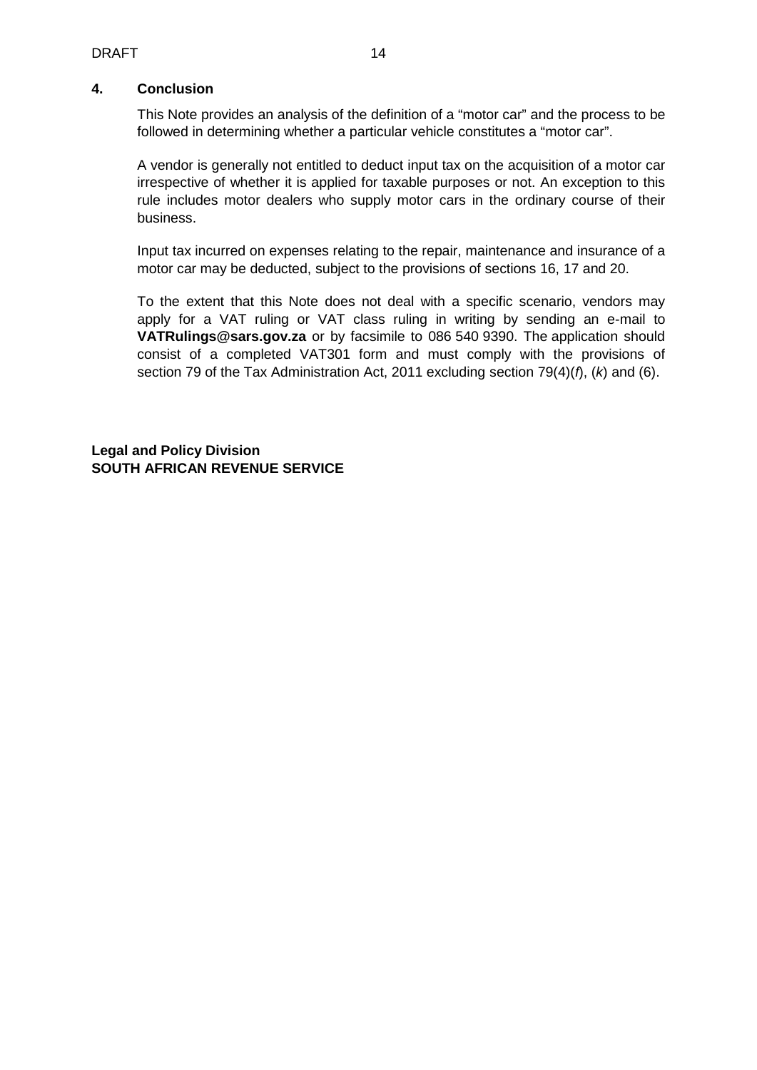## 4. Conclusion

This Note provides an analysis of the definition of a "motor car" and the process to be followed in determining whether a particular vehicle constitutes a "motor car".

A vendor is generally not entitled to deduct input tax on the acquisition of a motor car irrespective of whether it is applied for taxable purposes or not. An exception to this rule includes motor dealers who supply motor cars in the ordinary course of their business.

Input tax incurred on expenses relating to the repair, maintenance and insurance of a motor car may be deducted, subject to the provisions of sections 16, 17 and 20.

To the extent that this Note does not deal with a specific scenario, vendors may apply for a VAT ruling or VAT class ruling in writing by sending an e-mail to **VATRulings@sars.gov.za** or by facsimile to 086 540 9390. The application should consist of a completed VAT301 form and must comply with the provisions of section 79 of the Tax Administration Act, 2011 excluding section 79(4)(*f*), (*k*) and (6).

**Legal and Policy Division**
**SOUTH AFRICAN REVENUE SERVICE**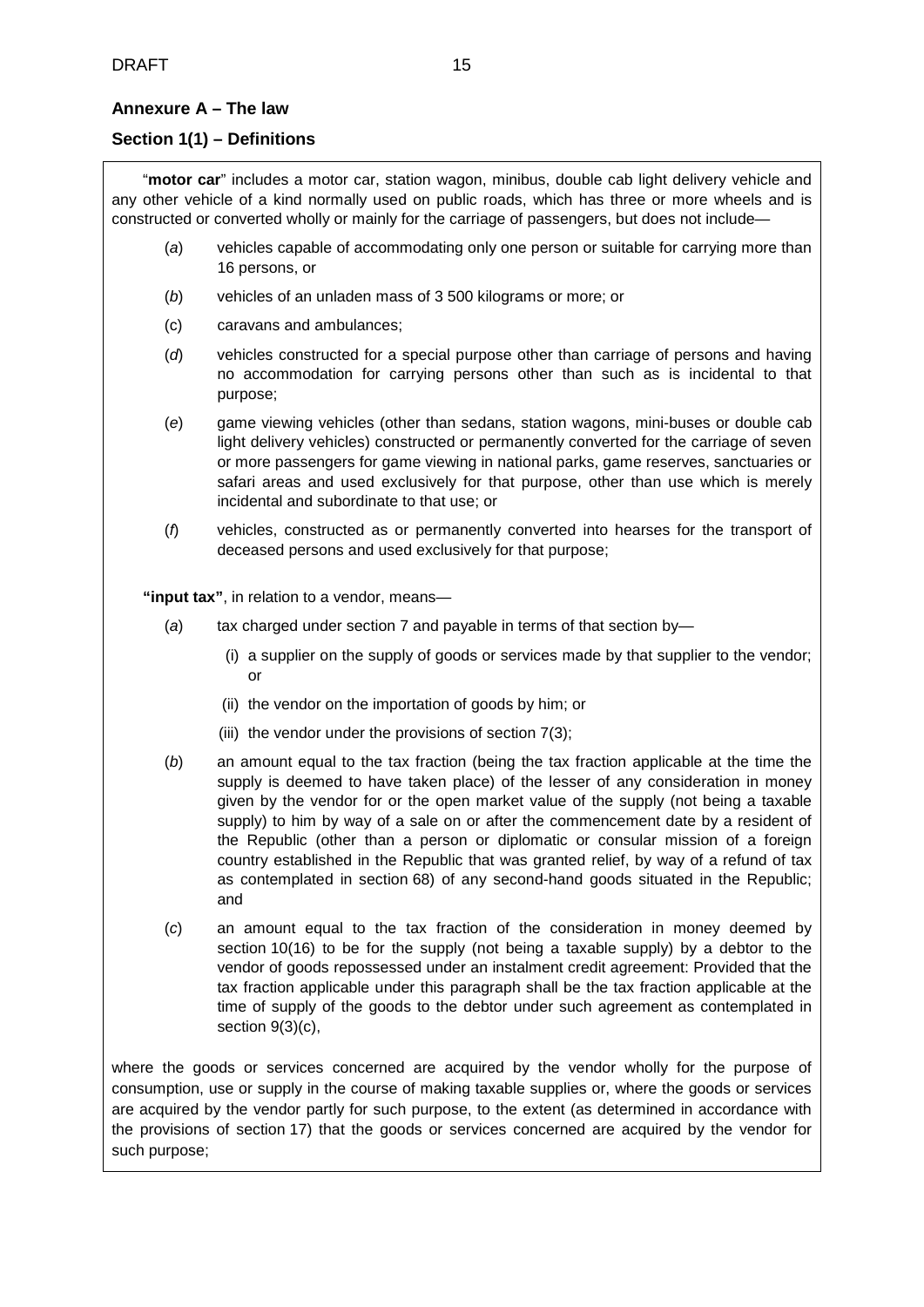## Annexure A – The law

### Section 1(1) – Definitions

"**motor car**" includes a motor car, station wagon, minibus, double cab light delivery vehicle and any other vehicle of a kind normally used on public roads, which has three or more wheels and is constructed or converted wholly or mainly for the carriage of passengers, but does not include—

(*a*) vehicles capable of accommodating only one person or suitable for carrying more than 16 persons, or

(*b*) vehicles of an unladen mass of 3 500 kilograms or more; or

(c) caravans and ambulances;

(*d*) vehicles constructed for a special purpose other than carriage of persons and having no accommodation for carrying persons other than such as is incidental to that purpose;

(*e*) game viewing vehicles (other than sedans, station wagons, mini-buses or double cab light delivery vehicles) constructed or permanently converted for the carriage of seven or more passengers for game viewing in national parks, game reserves, sanctuaries or safari areas and used exclusively for that purpose, other than use which is merely incidental and subordinate to that use; or

(*f*) vehicles, constructed as or permanently converted into hearses for the transport of deceased persons and used exclusively for that purpose;

**"input tax"**, in relation to a vendor, means—

(*a*) tax charged under section 7 and payable in terms of that section by—

(i) a supplier on the supply of goods or services made by that supplier to the vendor; or

(ii) the vendor on the importation of goods by him; or

(iii) the vendor under the provisions of section 7(3);

(*b*) an amount equal to the tax fraction (being the tax fraction applicable at the time the supply is deemed to have taken place) of the lesser of any consideration in money given by the vendor for or the open market value of the supply (not being a taxable supply) to him by way of a sale on or after the commencement date by a resident of the Republic (other than a person or diplomatic or consular mission of a foreign country established in the Republic that was granted relief, by way of a refund of tax as contemplated in section 68) of any second-hand goods situated in the Republic; and

(*c*) an amount equal to the tax fraction of the consideration in money deemed by section 10(16) to be for the supply (not being a taxable supply) by a debtor to the vendor of goods repossessed under an instalment credit agreement: Provided that the tax fraction applicable under this paragraph shall be the tax fraction applicable at the time of supply of the goods to the debtor under such agreement as contemplated in section 9(3)(c),

where the goods or services concerned are acquired by the vendor wholly for the purpose of consumption, use or supply in the course of making taxable supplies or, where the goods or services are acquired by the vendor partly for such purpose, to the extent (as determined in accordance with the provisions of section 17) that the goods or services concerned are acquired by the vendor for such purpose;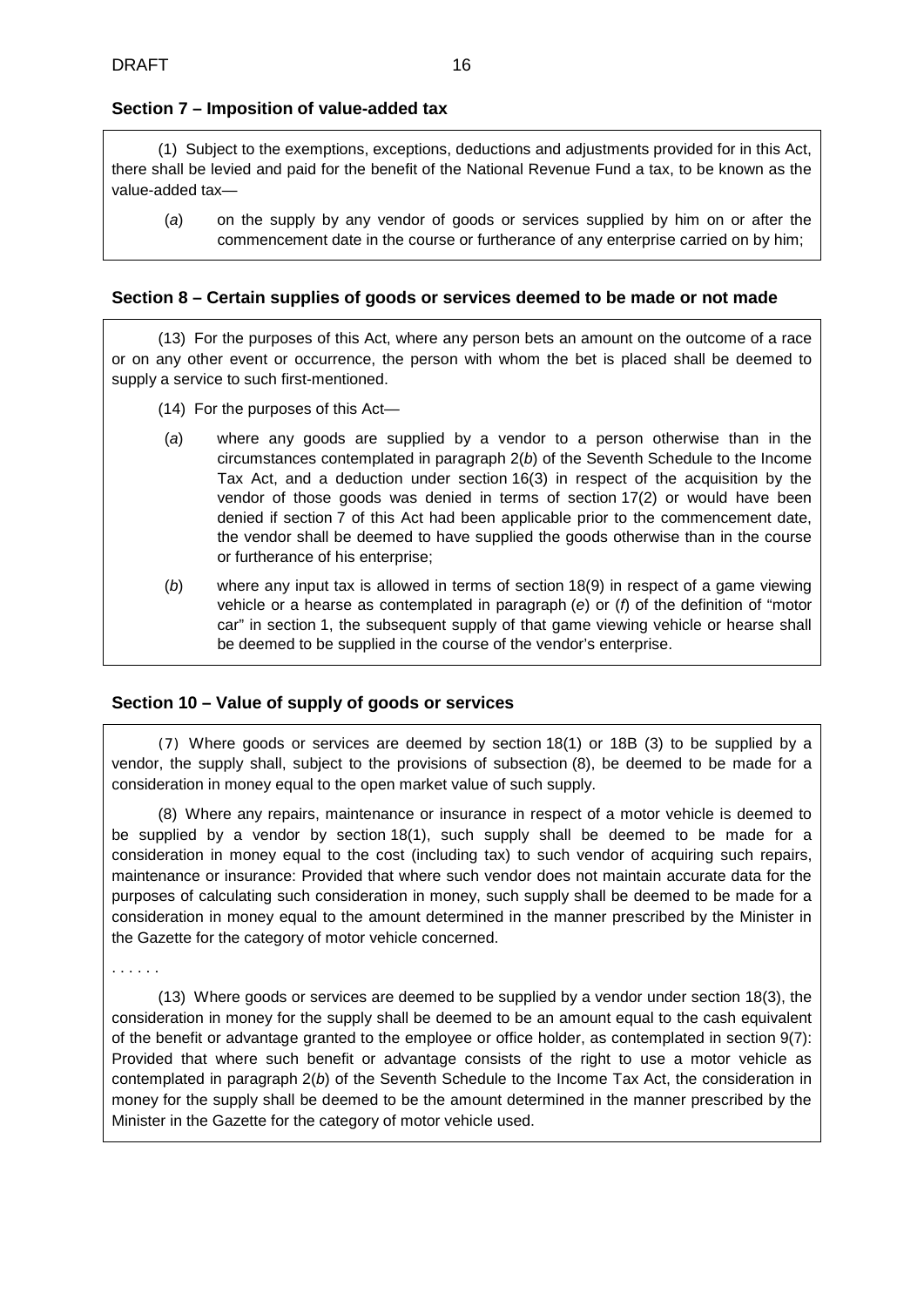### Section 7 – Imposition of value-added tax

(1) Subject to the exemptions, exceptions, deductions and adjustments provided for in this Act, there shall be levied and paid for the benefit of the National Revenue Fund a tax, to be known as the value-added tax—

(*a*) on the supply by any vendor of goods or services supplied by him on or after the commencement date in the course or furtherance of any enterprise carried on by him;

### Section 8 – Certain supplies of goods or services deemed to be made or not made

(13) For the purposes of this Act, where any person bets an amount on the outcome of a race or on any other event or occurrence, the person with whom the bet is placed shall be deemed to supply a service to such first-mentioned.

(14) For the purposes of this Act—

(*a*) where any goods are supplied by a vendor to a person otherwise than in the circumstances contemplated in paragraph 2(*b*) of the Seventh Schedule to the Income Tax Act, and a deduction under section 16(3) in respect of the acquisition by the vendor of those goods was denied in terms of section 17(2) or would have been denied if section 7 of this Act had been applicable prior to the commencement date, the vendor shall be deemed to have supplied the goods otherwise than in the course or furtherance of his enterprise;

(*b*) where any input tax is allowed in terms of section 18(9) in respect of a game viewing vehicle or a hearse as contemplated in paragraph (*e*) or (*f*) of the definition of "motor car" in section 1, the subsequent supply of that game viewing vehicle or hearse shall be deemed to be supplied in the course of the vendor's enterprise.

### Section 10 – Value of supply of goods or services

(7) Where goods or services are deemed by section 18(1) or 18B (3) to be supplied by a vendor, the supply shall, subject to the provisions of subsection (8), be deemed to be made for a consideration in money equal to the open market value of such supply.

(8) Where any repairs, maintenance or insurance in respect of a motor vehicle is deemed to be supplied by a vendor by section 18(1), such supply shall be deemed to be made for a consideration in money equal to the cost (including tax) to such vendor of acquiring such repairs, maintenance or insurance: Provided that where such vendor does not maintain accurate data for the purposes of calculating such consideration in money, such supply shall be deemed to be made for a consideration in money equal to the amount determined in the manner prescribed by the Minister in the Gazette for the category of motor vehicle concerned.

. . . . . .

(13) Where goods or services are deemed to be supplied by a vendor under section 18(3), the consideration in money for the supply shall be deemed to be an amount equal to the cash equivalent of the benefit or advantage granted to the employee or office holder, as contemplated in section 9(7): Provided that where such benefit or advantage consists of the right to use a motor vehicle as contemplated in paragraph 2(*b*) of the Seventh Schedule to the Income Tax Act, the consideration in money for the supply shall be deemed to be the amount determined in the manner prescribed by the Minister in the Gazette for the category of motor vehicle used.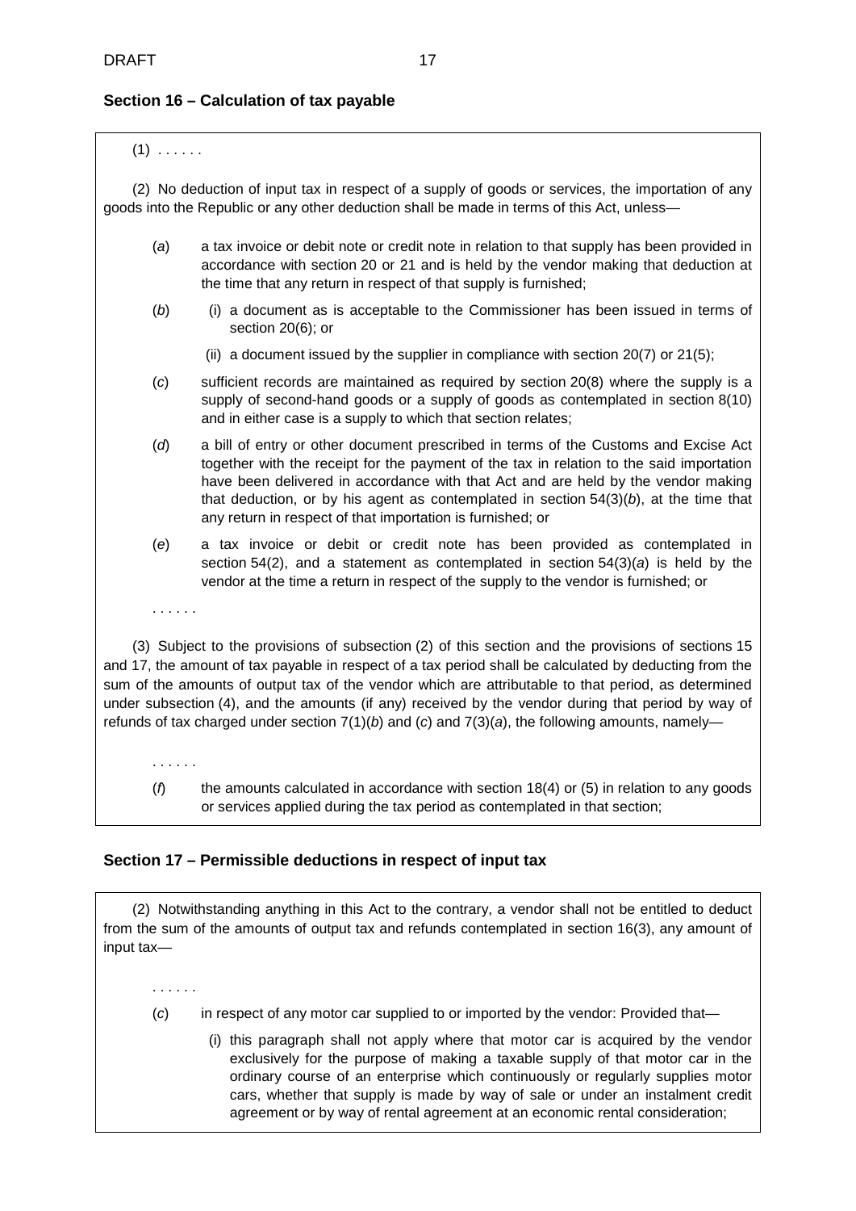## Section 16 – Calculation of tax payable

(1) . . . . . .

(2) No deduction of input tax in respect of a supply of goods or services, the importation of any goods into the Republic or any other deduction shall be made in terms of this Act, unless—

(*a*) a tax invoice or debit note or credit note in relation to that supply has been provided in accordance with section 20 or 21 and is held by the vendor making that deduction at the time that any return in respect of that supply is furnished;

(*b*) (i) a document as is acceptable to the Commissioner has been issued in terms of section 20(6); or

(ii) a document issued by the supplier in compliance with section 20(7) or 21(5);

(*c*) sufficient records are maintained as required by section 20(8) where the supply is a supply of second-hand goods or a supply of goods as contemplated in section 8(10) and in either case is a supply to which that section relates;

(*d*) a bill of entry or other document prescribed in terms of the Customs and Excise Act together with the receipt for the payment of the tax in relation to the said importation have been delivered in accordance with that Act and are held by the vendor making that deduction, or by his agent as contemplated in section 54(3)(*b*), at the time that any return in respect of that importation is furnished; or

(*e*) a tax invoice or debit or credit note has been provided as contemplated in section 54(2), and a statement as contemplated in section 54(3)(*a*) is held by the vendor at the time a return in respect of the supply to the vendor is furnished; or

. . . . . .

(3) Subject to the provisions of subsection (2) of this section and the provisions of sections 15 and 17, the amount of tax payable in respect of a tax period shall be calculated by deducting from the sum of the amounts of output tax of the vendor which are attributable to that period, as determined under subsection (4), and the amounts (if any) received by the vendor during that period by way of refunds of tax charged under section 7(1)(*b*) and (*c*) and 7(3)(*a*), the following amounts, namely—

. . . . . .

(*f*) the amounts calculated in accordance with section 18(4) or (5) in relation to any goods or services applied during the tax period as contemplated in that section;

## Section 17 – Permissible deductions in respect of input tax

(2) Notwithstanding anything in this Act to the contrary, a vendor shall not be entitled to deduct from the sum of the amounts of output tax and refunds contemplated in section 16(3), any amount of input tax—

. . . . . .

(*c*) in respect of any motor car supplied to or imported by the vendor: Provided that—

(i) this paragraph shall not apply where that motor car is acquired by the vendor exclusively for the purpose of making a taxable supply of that motor car in the ordinary course of an enterprise which continuously or regularly supplies motor cars, whether that supply is made by way of sale or under an instalment credit agreement or by way of rental agreement at an economic rental consideration;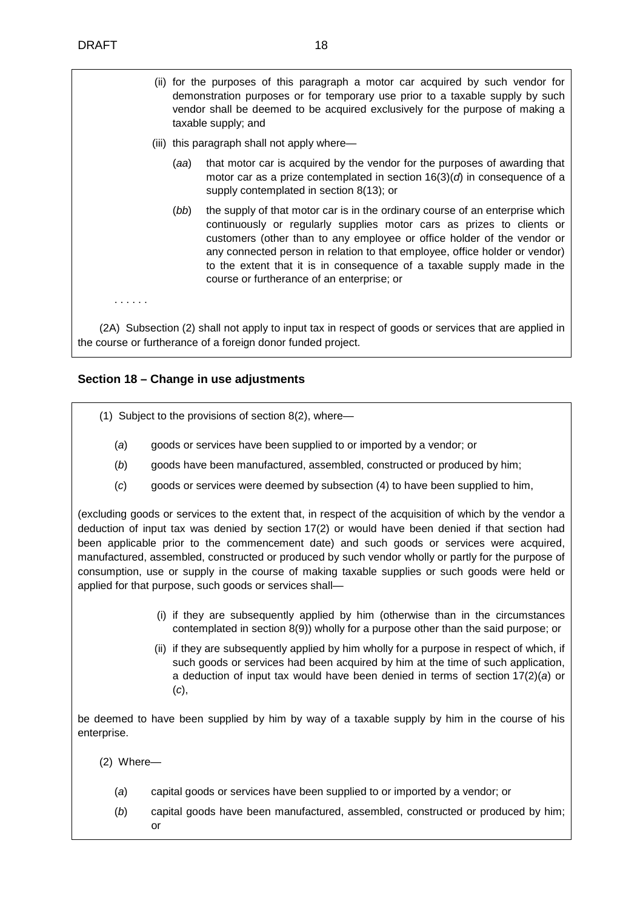(ii) for the purposes of this paragraph a motor car acquired by such vendor for demonstration purposes or for temporary use prior to a taxable supply by such vendor shall be deemed to be acquired exclusively for the purpose of making a taxable supply; and

(iii) this paragraph shall not apply where—

(*aa*) that motor car is acquired by the vendor for the purposes of awarding that motor car as a prize contemplated in section 16(3)(*d*) in consequence of a supply contemplated in section 8(13); or

(*bb*) the supply of that motor car is in the ordinary course of an enterprise which continuously or regularly supplies motor cars as prizes to clients or customers (other than to any employee or office holder of the vendor or any connected person in relation to that employee, office holder or vendor) to the extent that it is in consequence of a taxable supply made in the course or furtherance of an enterprise; or

. . . . . .

(2A) Subsection (2) shall not apply to input tax in respect of goods or services that are applied in the course or furtherance of a foreign donor funded project.

## Section 18 – Change in use adjustments

(1) Subject to the provisions of section 8(2), where—

(*a*) goods or services have been supplied to or imported by a vendor; or

(*b*) goods have been manufactured, assembled, constructed or produced by him;

(*c*) goods or services were deemed by subsection (4) to have been supplied to him,

(excluding goods or services to the extent that, in respect of the acquisition of which by the vendor a deduction of input tax was denied by section 17(2) or would have been denied if that section had been applicable prior to the commencement date) and such goods or services were acquired, manufactured, assembled, constructed or produced by such vendor wholly or partly for the purpose of consumption, use or supply in the course of making taxable supplies or such goods were held or applied for that purpose, such goods or services shall—

(i) if they are subsequently applied by him (otherwise than in the circumstances contemplated in section 8(9)) wholly for a purpose other than the said purpose; or

(ii) if they are subsequently applied by him wholly for a purpose in respect of which, if such goods or services had been acquired by him at the time of such application, a deduction of input tax would have been denied in terms of section 17(2)(*a*) or (*c*),

be deemed to have been supplied by him by way of a taxable supply by him in the course of his enterprise.

(2) Where—

(*a*) capital goods or services have been supplied to or imported by a vendor; or

(*b*) capital goods have been manufactured, assembled, constructed or produced by him; or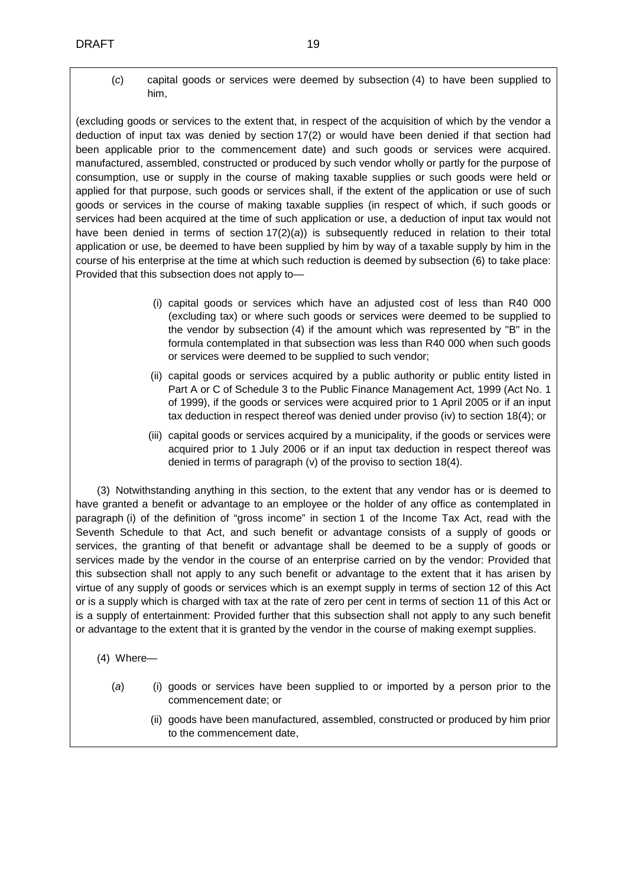(*c*) capital goods or services were deemed by subsection (4) to have been supplied to him,

(excluding goods or services to the extent that, in respect of the acquisition of which by the vendor a deduction of input tax was denied by section 17(2) or would have been denied if that section had been applicable prior to the commencement date) and such goods or services were acquired. manufactured, assembled, constructed or produced by such vendor wholly or partly for the purpose of consumption, use or supply in the course of making taxable supplies or such goods were held or applied for that purpose, such goods or services shall, if the extent of the application or use of such goods or services in the course of making taxable supplies (in respect of which, if such goods or services had been acquired at the time of such application or use, a deduction of input tax would not have been denied in terms of section 17(2)(*a*)) is subsequently reduced in relation to their total application or use, be deemed to have been supplied by him by way of a taxable supply by him in the course of his enterprise at the time at which such reduction is deemed by subsection (6) to take place: Provided that this subsection does not apply to—

(i) capital goods or services which have an adjusted cost of less than R40 000 (excluding tax) or where such goods or services were deemed to be supplied to the vendor by subsection (4) if the amount which was represented by "B" in the formula contemplated in that subsection was less than R40 000 when such goods or services were deemed to be supplied to such vendor;

(ii) capital goods or services acquired by a public authority or public entity listed in Part A or C of Schedule 3 to the Public Finance Management Act, 1999 (Act No. 1 of 1999), if the goods or services were acquired prior to 1 April 2005 or if an input tax deduction in respect thereof was denied under proviso (iv) to section 18(4); or

(iii) capital goods or services acquired by a municipality, if the goods or services were acquired prior to 1 July 2006 or if an input tax deduction in respect thereof was denied in terms of paragraph (v) of the proviso to section 18(4).

(3) Notwithstanding anything in this section, to the extent that any vendor has or is deemed to have granted a benefit or advantage to an employee or the holder of any office as contemplated in paragraph (i) of the definition of "gross income" in section 1 of the Income Tax Act, read with the Seventh Schedule to that Act, and such benefit or advantage consists of a supply of goods or services, the granting of that benefit or advantage shall be deemed to be a supply of goods or services made by the vendor in the course of an enterprise carried on by the vendor: Provided that this subsection shall not apply to any such benefit or advantage to the extent that it has arisen by virtue of any supply of goods or services which is an exempt supply in terms of section 12 of this Act or is a supply which is charged with tax at the rate of zero per cent in terms of section 11 of this Act or is a supply of entertainment: Provided further that this subsection shall not apply to any such benefit or advantage to the extent that it is granted by the vendor in the course of making exempt supplies.

(4) Where—

(*a*) (i) goods or services have been supplied to or imported by a person prior to the commencement date; or

(ii) goods have been manufactured, assembled, constructed or produced by him prior to the commencement date,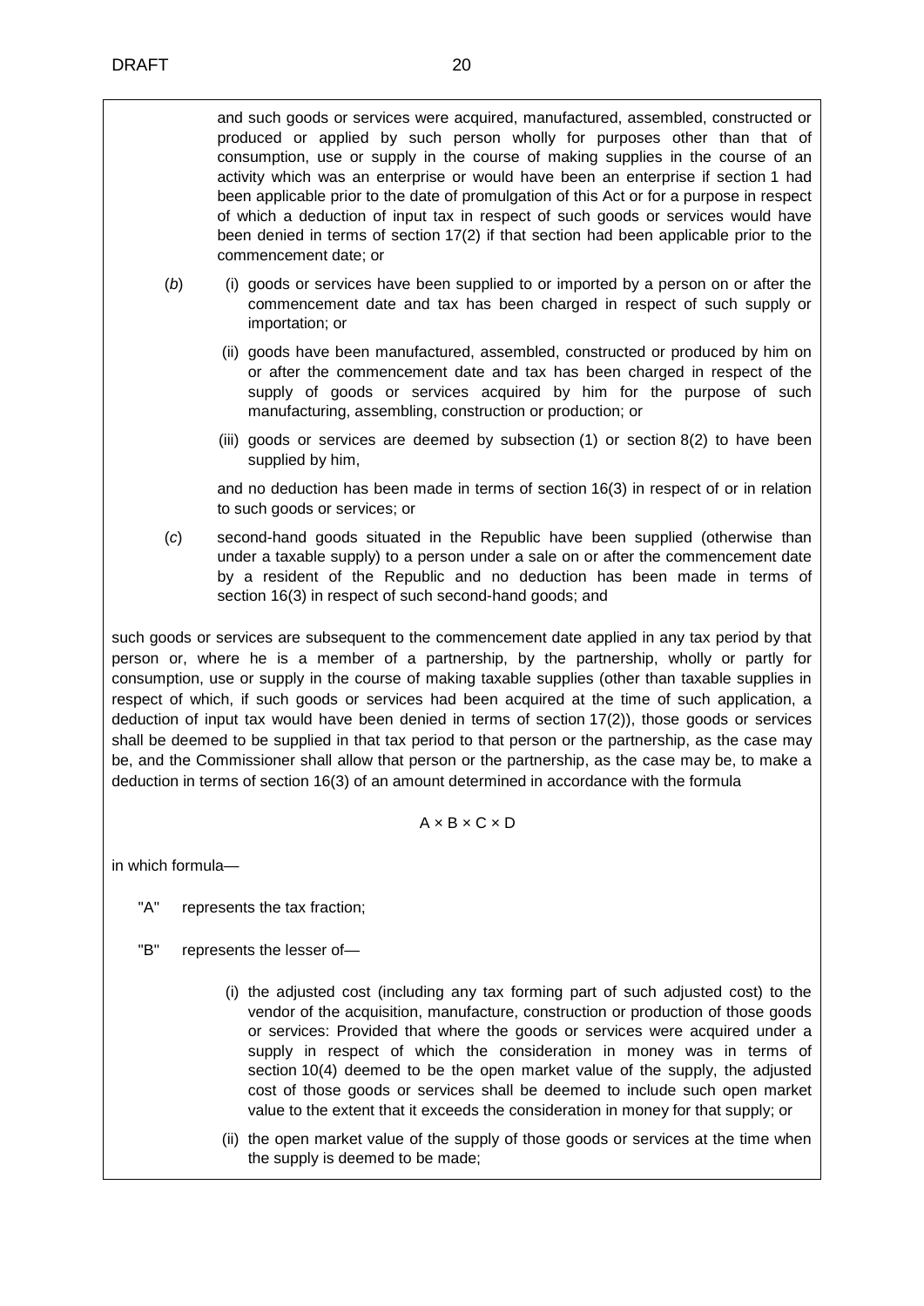and such goods or services were acquired, manufactured, assembled, constructed or produced or applied by such person wholly for purposes other than that of consumption, use or supply in the course of making supplies in the course of an activity which was an enterprise or would have been an enterprise if section 1 had been applicable prior to the date of promulgation of this Act or for a purpose in respect of which a deduction of input tax in respect of such goods or services would have been denied in terms of section 17(2) if that section had been applicable prior to the commencement date; or

(*b*) (i) goods or services have been supplied to or imported by a person on or after the commencement date and tax has been charged in respect of such supply or importation; or

(ii) goods have been manufactured, assembled, constructed or produced by him on or after the commencement date and tax has been charged in respect of the supply of goods or services acquired by him for the purpose of such manufacturing, assembling, construction or production; or

(iii) goods or services are deemed by subsection (1) or section 8(2) to have been supplied by him,

and no deduction has been made in terms of section 16(3) in respect of or in relation to such goods or services; or

(*c*) second-hand goods situated in the Republic have been supplied (otherwise than under a taxable supply) to a person under a sale on or after the commencement date by a resident of the Republic and no deduction has been made in terms of section 16(3) in respect of such second-hand goods; and

such goods or services are subsequent to the commencement date applied in any tax period by that person or, where he is a member of a partnership, by the partnership, wholly or partly for consumption, use or supply in the course of making taxable supplies (other than taxable supplies in respect of which, if such goods or services had been acquired at the time of such application, a deduction of input tax would have been denied in terms of section 17(2)), those goods or services shall be deemed to be supplied in that tax period to that person or the partnership, as the case may be, and the Commissioner shall allow that person or the partnership, as the case may be, to make a deduction in terms of section 16(3) of an amount determined in accordance with the formula

$$A \times B \times C \times D$$

in which formula—

"A" represents the tax fraction;

"B" represents the lesser of—

(i) the adjusted cost (including any tax forming part of such adjusted cost) to the vendor of the acquisition, manufacture, construction or production of those goods or services: Provided that where the goods or services were acquired under a supply in respect of which the consideration in money was in terms of section 10(4) deemed to be the open market value of the supply, the adjusted cost of those goods or services shall be deemed to include such open market value to the extent that it exceeds the consideration in money for that supply; or

(ii) the open market value of the supply of those goods or services at the time when the supply is deemed to be made;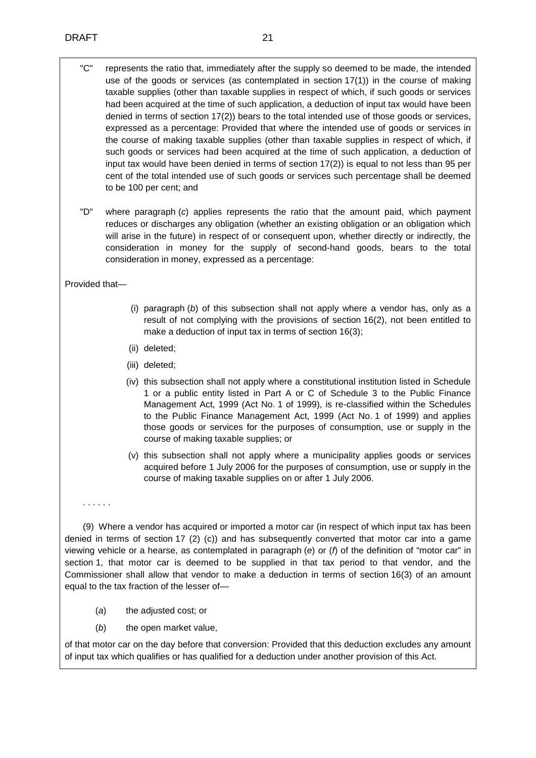"C" represents the ratio that, immediately after the supply so deemed to be made, the intended use of the goods or services (as contemplated in section 17(1)) in the course of making taxable supplies (other than taxable supplies in respect of which, if such goods or services had been acquired at the time of such application, a deduction of input tax would have been denied in terms of section 17(2)) bears to the total intended use of those goods or services, expressed as a percentage: Provided that where the intended use of goods or services in the course of making taxable supplies (other than taxable supplies in respect of which, if such goods or services had been acquired at the time of such application, a deduction of input tax would have been denied in terms of section 17(2)) is equal to not less than 95 per cent of the total intended use of such goods or services such percentage shall be deemed to be 100 per cent; and

"D" where paragraph (*c*) applies represents the ratio that the amount paid, which payment reduces or discharges any obligation (whether an existing obligation or an obligation which will arise in the future) in respect of or consequent upon, whether directly or indirectly, the consideration in money for the supply of second-hand goods, bears to the total consideration in money, expressed as a percentage:

Provided that—

(i) paragraph (*b*) of this subsection shall not apply where a vendor has, only as a result of not complying with the provisions of section 16(2), not been entitled to make a deduction of input tax in terms of section 16(3);

(ii) deleted;

(iii) deleted;

(iv) this subsection shall not apply where a constitutional institution listed in Schedule 1 or a public entity listed in Part A or C of Schedule 3 to the Public Finance Management Act, 1999 (Act No. 1 of 1999), is re-classified within the Schedules to the Public Finance Management Act, 1999 (Act No. 1 of 1999) and applies those goods or services for the purposes of consumption, use or supply in the course of making taxable supplies; or

(v) this subsection shall not apply where a municipality applies goods or services acquired before 1 July 2006 for the purposes of consumption, use or supply in the course of making taxable supplies on or after 1 July 2006.

. . . . . .

(9) Where a vendor has acquired or imported a motor car (in respect of which input tax has been denied in terms of section 17 (2) (c)) and has subsequently converted that motor car into a game viewing vehicle or a hearse, as contemplated in paragraph (*e*) or (*f*) of the definition of "motor car" in section 1, that motor car is deemed to be supplied in that tax period to that vendor, and the Commissioner shall allow that vendor to make a deduction in terms of section 16(3) of an amount equal to the tax fraction of the lesser of—

(*a*) the adjusted cost; or

(*b*) the open market value,

of that motor car on the day before that conversion: Provided that this deduction excludes any amount of input tax which qualifies or has qualified for a deduction under another provision of this Act.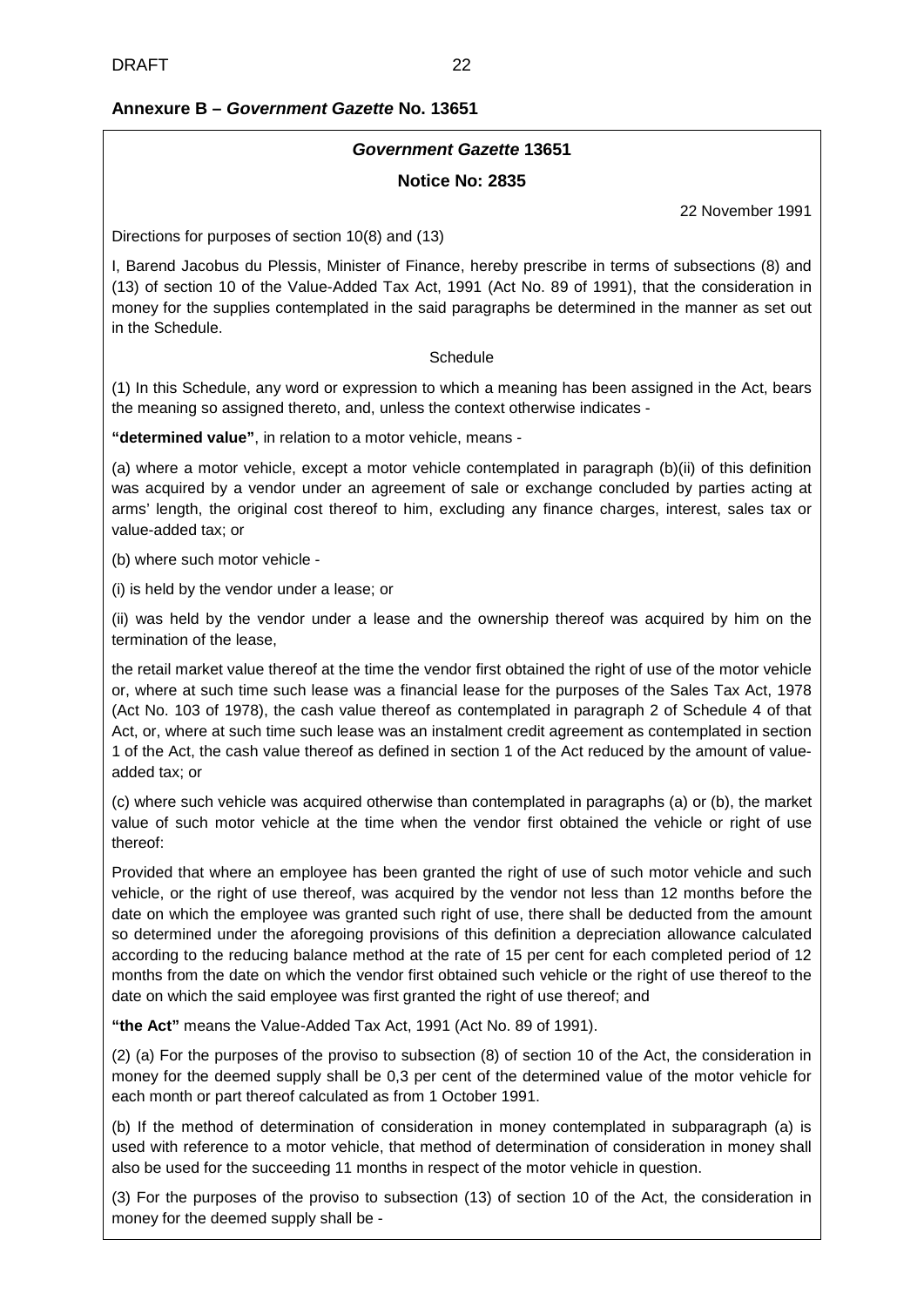## Annexure B – *Government Gazette* No. 13651

***Government Gazette* 13651**

**Notice No: 2835**

22 November 1991

Directions for purposes of section 10(8) and (13)

I, Barend Jacobus du Plessis, Minister of Finance, hereby prescribe in terms of subsections (8) and (13) of section 10 of the Value-Added Tax Act, 1991 (Act No. 89 of 1991), that the consideration in money for the supplies contemplated in the said paragraphs be determined in the manner as set out in the Schedule.

Schedule

(1) In this Schedule, any word or expression to which a meaning has been assigned in the Act, bears the meaning so assigned thereto, and, unless the context otherwise indicates -

**"determined value"**, in relation to a motor vehicle, means -

(a) where a motor vehicle, except a motor vehicle contemplated in paragraph (b)(ii) of this definition was acquired by a vendor under an agreement of sale or exchange concluded by parties acting at arms' length, the original cost thereof to him, excluding any finance charges, interest, sales tax or value-added tax; or

(b) where such motor vehicle -

(i) is held by the vendor under a lease; or

(ii) was held by the vendor under a lease and the ownership thereof was acquired by him on the termination of the lease,

the retail market value thereof at the time the vendor first obtained the right of use of the motor vehicle or, where at such time such lease was a financial lease for the purposes of the Sales Tax Act, 1978 (Act No. 103 of 1978), the cash value thereof as contemplated in paragraph 2 of Schedule 4 of that Act, or, where at such time such lease was an instalment credit agreement as contemplated in section 1 of the Act, the cash value thereof as defined in section 1 of the Act reduced by the amount of value-added tax; or

(c) where such vehicle was acquired otherwise than contemplated in paragraphs (a) or (b), the market value of such motor vehicle at the time when the vendor first obtained the vehicle or right of use thereof:

Provided that where an employee has been granted the right of use of such motor vehicle and such vehicle, or the right of use thereof, was acquired by the vendor not less than 12 months before the date on which the employee was granted such right of use, there shall be deducted from the amount so determined under the aforegoing provisions of this definition a depreciation allowance calculated according to the reducing balance method at the rate of 15 per cent for each completed period of 12 months from the date on which the vendor first obtained such vehicle or the right of use thereof to the date on which the said employee was first granted the right of use thereof; and

**"the Act"** means the Value-Added Tax Act, 1991 (Act No. 89 of 1991).

(2) (a) For the purposes of the proviso to subsection (8) of section 10 of the Act, the consideration in money for the deemed supply shall be 0,3 per cent of the determined value of the motor vehicle for each month or part thereof calculated as from 1 October 1991.

(b) If the method of determination of consideration in money contemplated in subparagraph (a) is used with reference to a motor vehicle, that method of determination of consideration in money shall also be used for the succeeding 11 months in respect of the motor vehicle in question.

(3) For the purposes of the proviso to subsection (13) of section 10 of the Act, the consideration in money for the deemed supply shall be -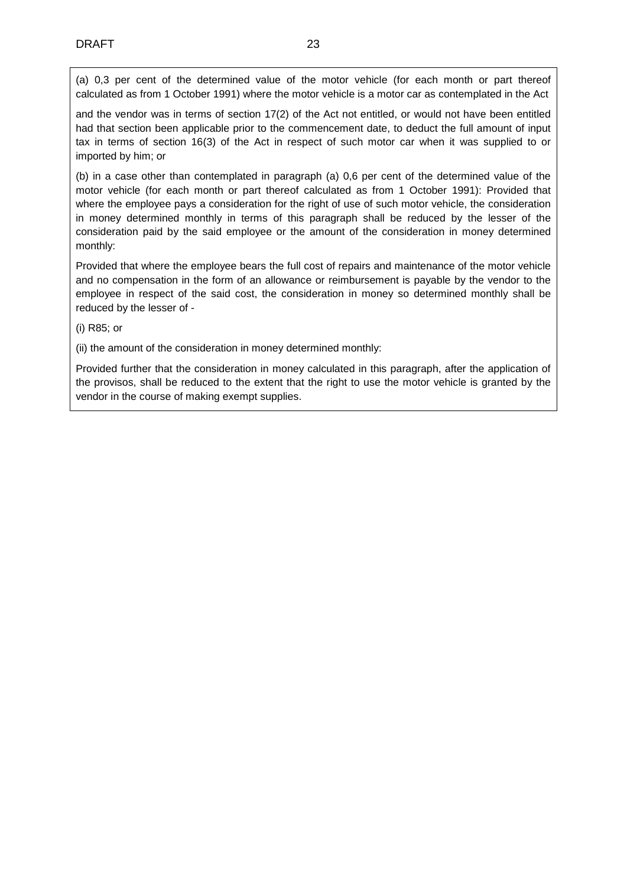(a) 0,3 per cent of the determined value of the motor vehicle (for each month or part thereof calculated as from 1 October 1991) where the motor vehicle is a motor car as contemplated in the Act

and the vendor was in terms of section 17(2) of the Act not entitled, or would not have been entitled had that section been applicable prior to the commencement date, to deduct the full amount of input tax in terms of section 16(3) of the Act in respect of such motor car when it was supplied to or imported by him; or

(b) in a case other than contemplated in paragraph (a) 0,6 per cent of the determined value of the motor vehicle (for each month or part thereof calculated as from 1 October 1991): Provided that where the employee pays a consideration for the right of use of such motor vehicle, the consideration in money determined monthly in terms of this paragraph shall be reduced by the lesser of the consideration paid by the said employee or the amount of the consideration in money determined monthly:

Provided that where the employee bears the full cost of repairs and maintenance of the motor vehicle and no compensation in the form of an allowance or reimbursement is payable by the vendor to the employee in respect of the said cost, the consideration in money so determined monthly shall be reduced by the lesser of -

(i) R85; or

(ii) the amount of the consideration in money determined monthly:

Provided further that the consideration in money calculated in this paragraph, after the application of the provisos, shall be reduced to the extent that the right to use the motor vehicle is granted by the vendor in the course of making exempt supplies.